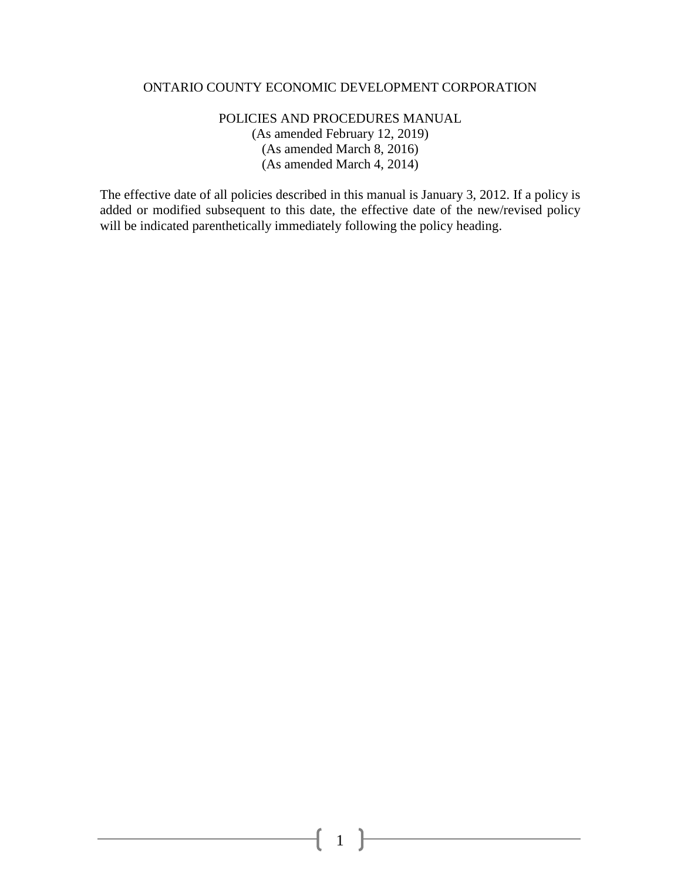# ONTARIO COUNTY ECONOMIC DEVELOPMENT CORPORATION

## POLICIES AND PROCEDURES MANUAL

(As amended February 12, 2019)
(As amended March 8, 2016)
(As amended March 4, 2014)

The effective date of all policies described in this manual is January 3, 2012. If a policy is added or modified subsequent to this date, the effective date of the new/revised policy will be indicated parenthetically immediately following the policy heading.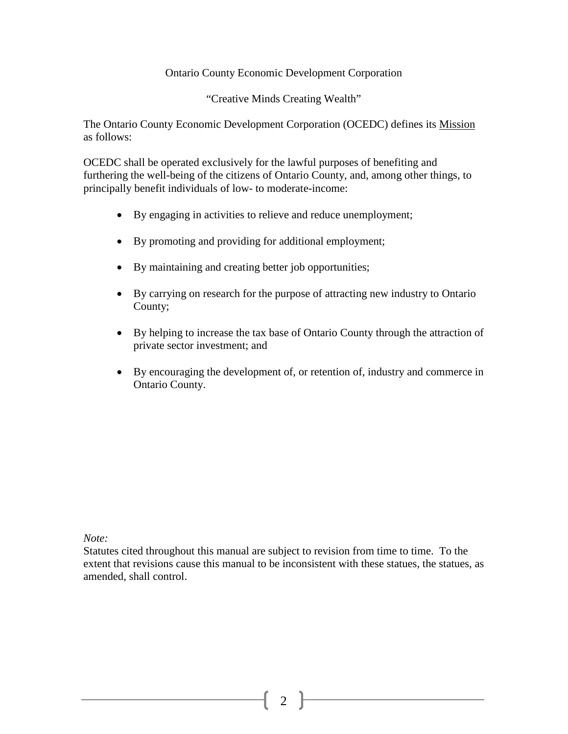Ontario County Economic Development Corporation

"Creative Minds Creating Wealth"

The Ontario County Economic Development Corporation (OCEDC) defines its Mission as follows:

OCEDC shall be operated exclusively for the lawful purposes of benefiting and furthering the well-being of the citizens of Ontario County, and, among other things, to principally benefit individuals of low- to moderate-income:

- By engaging in activities to relieve and reduce unemployment;
- By promoting and providing for additional employment;
- By maintaining and creating better job opportunities;
- By carrying on research for the purpose of attracting new industry to Ontario County;
- By helping to increase the tax base of Ontario County through the attraction of private sector investment; and
- By encouraging the development of, or retention of, industry and commerce in Ontario County.

*Note:*
Statutes cited throughout this manual are subject to revision from time to time. To the extent that revisions cause this manual to be inconsistent with these statues, the statues, as amended, shall control.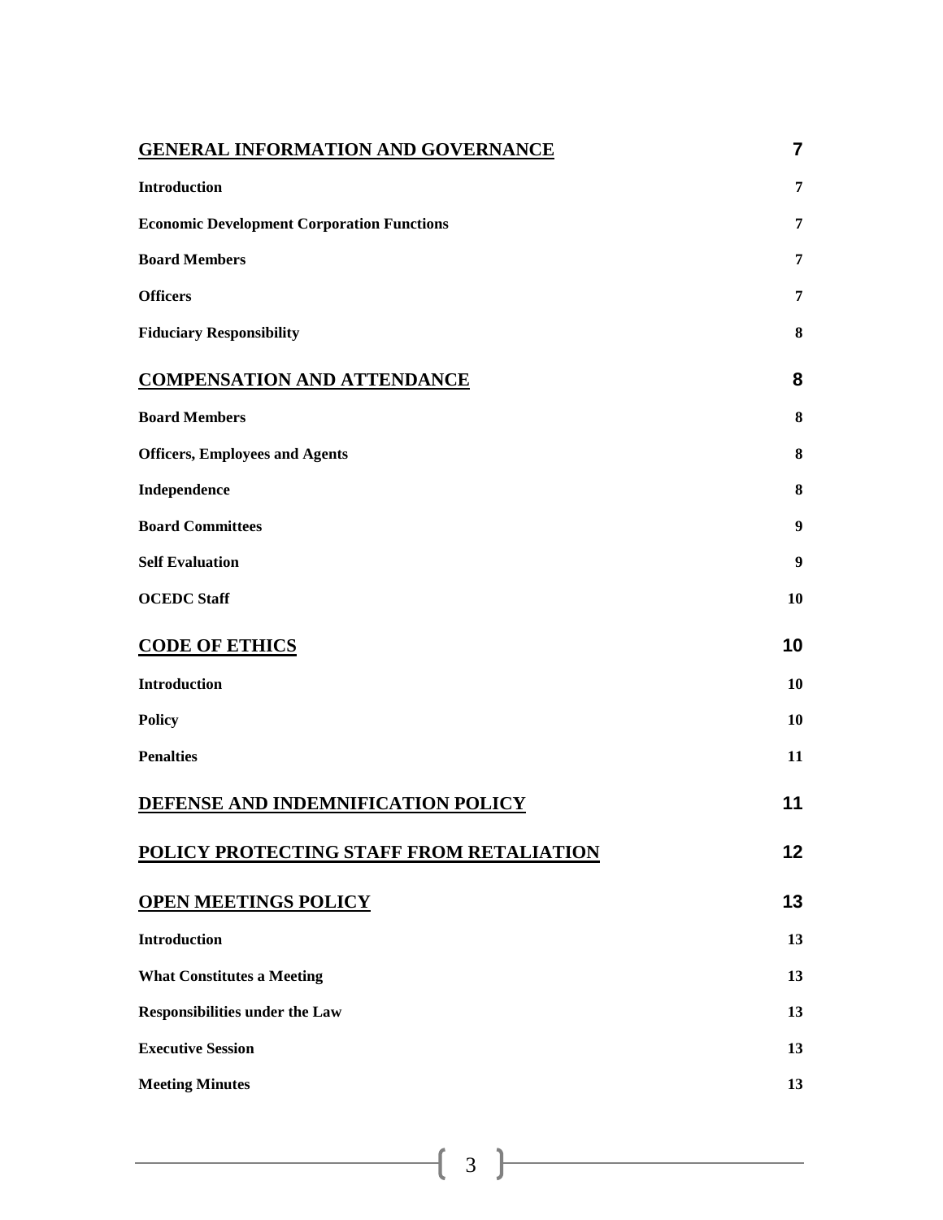| | |
|---|---|
| **GENERAL INFORMATION AND GOVERNANCE** | **7** |
| **Introduction** | **7** |
| **Economic Development Corporation Functions** | **7** |
| **Board Members** | **7** |
| **Officers** | **7** |
| **Fiduciary Responsibility** | **8** |
| **COMPENSATION AND ATTENDANCE** | **8** |
| **Board Members** | **8** |
| **Officers, Employees and Agents** | **8** |
| **Independence** | **8** |
| **Board Committees** | **9** |
| **Self Evaluation** | **9** |
| **OCEDC Staff** | **10** |
| **CODE OF ETHICS** | **10** |
| **Introduction** | **10** |
| **Policy** | **10** |
| **Penalties** | **11** |
| **DEFENSE AND INDEMNIFICATION POLICY** | **11** |
| **POLICY PROTECTING STAFF FROM RETALIATION** | **12** |
| **OPEN MEETINGS POLICY** | **13** |
| **Introduction** | **13** |
| **What Constitutes a Meeting** | **13** |
| **Responsibilities under the Law** | **13** |
| **Executive Session** | **13** |
| **Meeting Minutes** | **13** |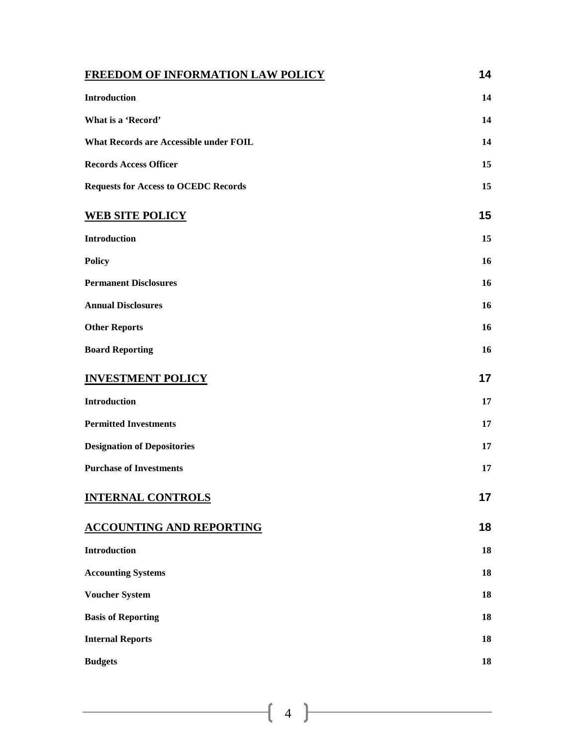| | |
|---|---|
| **FREEDOM OF INFORMATION LAW POLICY** | **14** |
| **Introduction** | **14** |
| **What is a 'Record'** | **14** |
| **What Records are Accessible under FOIL** | **14** |
| **Records Access Officer** | **15** |
| **Requests for Access to OCEDC Records** | **15** |
| **WEB SITE POLICY** | **15** |
| **Introduction** | **15** |
| **Policy** | **16** |
| **Permanent Disclosures** | **16** |
| **Annual Disclosures** | **16** |
| **Other Reports** | **16** |
| **Board Reporting** | **16** |
| **INVESTMENT POLICY** | **17** |
| **Introduction** | **17** |
| **Permitted Investments** | **17** |
| **Designation of Depositories** | **17** |
| **Purchase of Investments** | **17** |
| **INTERNAL CONTROLS** | **17** |
| **ACCOUNTING AND REPORTING** | **18** |
| **Introduction** | **18** |
| **Accounting Systems** | **18** |
| **Voucher System** | **18** |
| **Basis of Reporting** | **18** |
| **Internal Reports** | **18** |
| **Budgets** | **18** |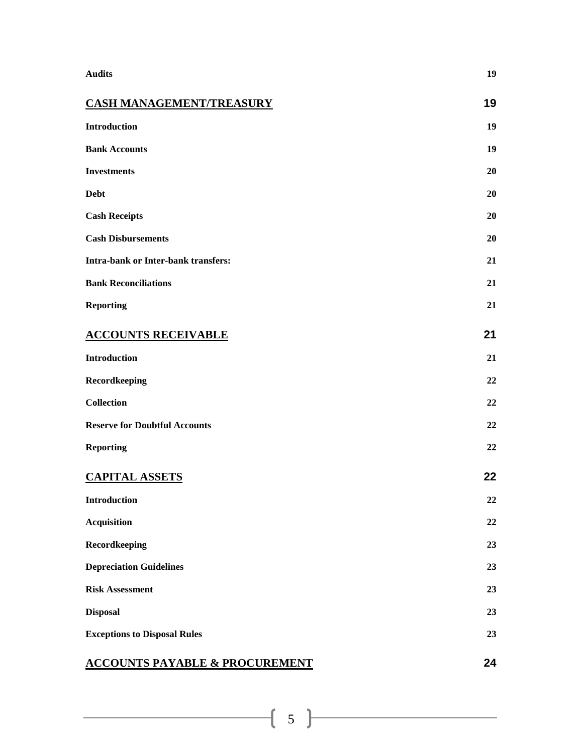| | |
|---|---|
| **Audits** | **19** |
| **CASH MANAGEMENT/TREASURY** | **19** |
| **Introduction** | **19** |
| **Bank Accounts** | **19** |
| **Investments** | **20** |
| **Debt** | **20** |
| **Cash Receipts** | **20** |
| **Cash Disbursements** | **20** |
| **Intra-bank or Inter-bank transfers:** | **21** |
| **Bank Reconciliations** | **21** |
| **Reporting** | **21** |
| **ACCOUNTS RECEIVABLE** | **21** |
| **Introduction** | **21** |
| **Recordkeeping** | **22** |
| **Collection** | **22** |
| **Reserve for Doubtful Accounts** | **22** |
| **Reporting** | **22** |
| **CAPITAL ASSETS** | **22** |
| **Introduction** | **22** |
| **Acquisition** | **22** |
| **Recordkeeping** | **23** |
| **Depreciation Guidelines** | **23** |
| **Risk Assessment** | **23** |
| **Disposal** | **23** |
| **Exceptions to Disposal Rules** | **23** |
| **ACCOUNTS PAYABLE & PROCUREMENT** | **24** |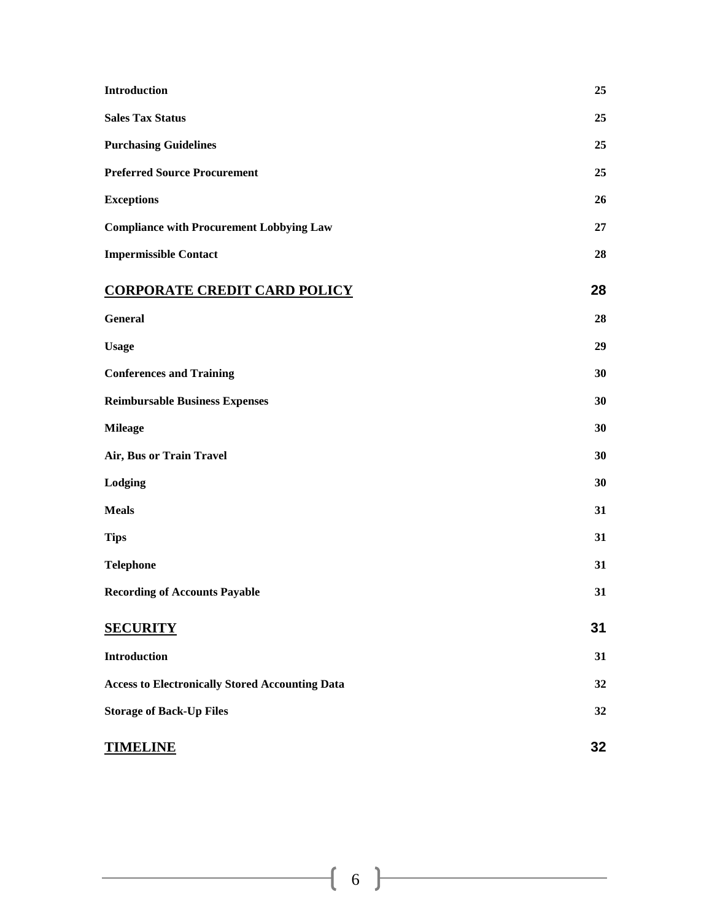| | |
|---|---|
| **Introduction** | **25** |
| **Sales Tax Status** | **25** |
| **Purchasing Guidelines** | **25** |
| **Preferred Source Procurement** | **25** |
| **Exceptions** | **26** |
| **Compliance with Procurement Lobbying Law** | **27** |
| **Impermissible Contact** | **28** |
| **CORPORATE CREDIT CARD POLICY** | **28** |
| **General** | **28** |
| **Usage** | **29** |
| **Conferences and Training** | **30** |
| **Reimbursable Business Expenses** | **30** |
| **Mileage** | **30** |
| **Air, Bus or Train Travel** | **30** |
| **Lodging** | **30** |
| **Meals** | **31** |
| **Tips** | **31** |
| **Telephone** | **31** |
| **Recording of Accounts Payable** | **31** |
| **SECURITY** | **31** |
| **Introduction** | **31** |
| **Access to Electronically Stored Accounting Data** | **32** |
| **Storage of Back-Up Files** | **32** |
| **TIMELINE** | **32** |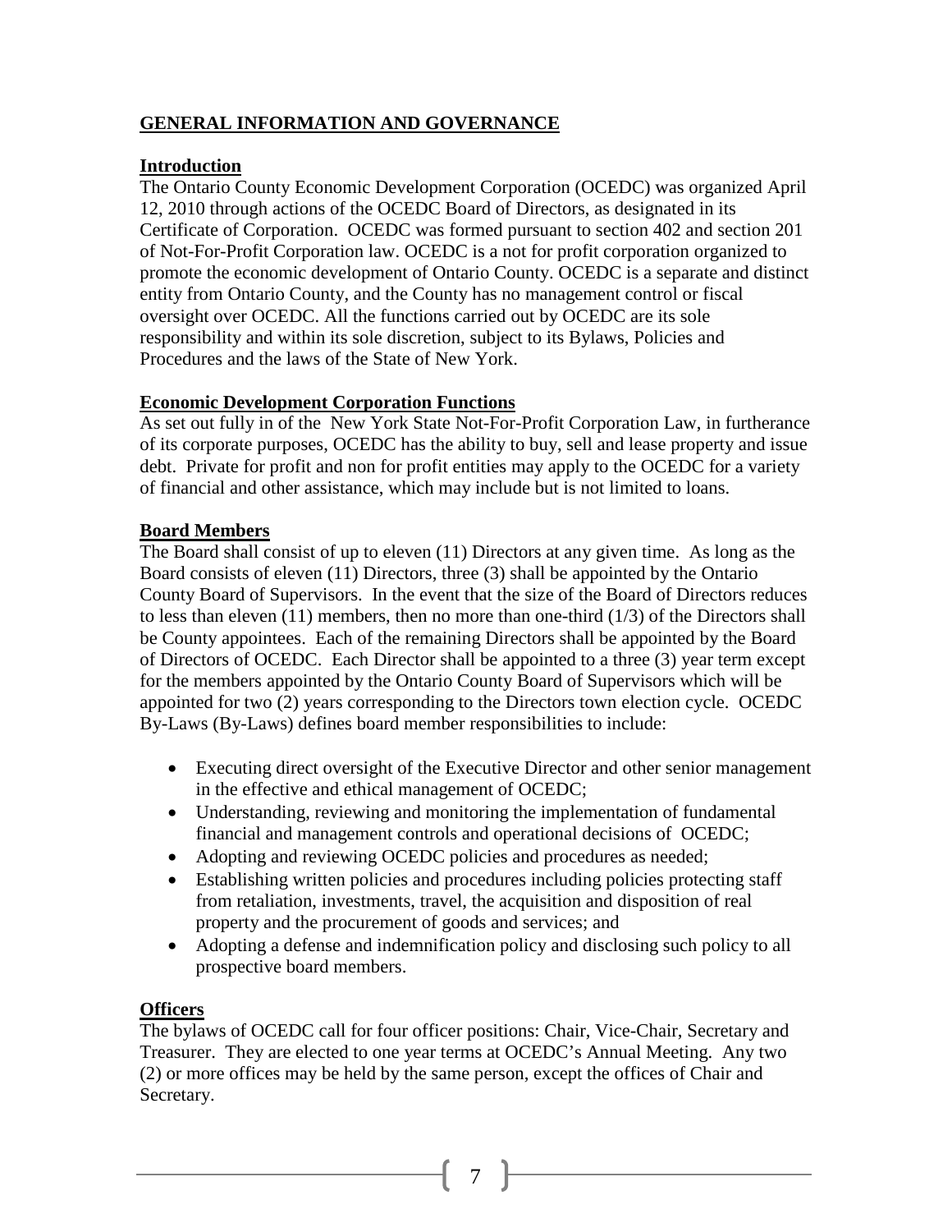## GENERAL INFORMATION AND GOVERNANCE

### Introduction

The Ontario County Economic Development Corporation (OCEDC) was organized April 12, 2010 through actions of the OCEDC Board of Directors, as designated in its Certificate of Corporation. OCEDC was formed pursuant to section 402 and section 201 of Not-For-Profit Corporation law. OCEDC is a not for profit corporation organized to promote the economic development of Ontario County. OCEDC is a separate and distinct entity from Ontario County, and the County has no management control or fiscal oversight over OCEDC. All the functions carried out by OCEDC are its sole responsibility and within its sole discretion, subject to its Bylaws, Policies and Procedures and the laws of the State of New York.

### Economic Development Corporation Functions

As set out fully in of the New York State Not-For-Profit Corporation Law, in furtherance of its corporate purposes, OCEDC has the ability to buy, sell and lease property and issue debt. Private for profit and non for profit entities may apply to the OCEDC for a variety of financial and other assistance, which may include but is not limited to loans.

### Board Members

The Board shall consist of up to eleven (11) Directors at any given time. As long as the Board consists of eleven (11) Directors, three (3) shall be appointed by the Ontario County Board of Supervisors. In the event that the size of the Board of Directors reduces to less than eleven (11) members, then no more than one-third (1/3) of the Directors shall be County appointees. Each of the remaining Directors shall be appointed by the Board of Directors of OCEDC. Each Director shall be appointed to a three (3) year term except for the members appointed by the Ontario County Board of Supervisors which will be appointed for two (2) years corresponding to the Directors town election cycle. OCEDC By-Laws (By-Laws) defines board member responsibilities to include:

- Executing direct oversight of the Executive Director and other senior management in the effective and ethical management of OCEDC;
- Understanding, reviewing and monitoring the implementation of fundamental financial and management controls and operational decisions of OCEDC;
- Adopting and reviewing OCEDC policies and procedures as needed;
- Establishing written policies and procedures including policies protecting staff from retaliation, investments, travel, the acquisition and disposition of real property and the procurement of goods and services; and
- Adopting a defense and indemnification policy and disclosing such policy to all prospective board members.

### Officers

The bylaws of OCEDC call for four officer positions: Chair, Vice-Chair, Secretary and Treasurer. They are elected to one year terms at OCEDC's Annual Meeting. Any two (2) or more offices may be held by the same person, except the offices of Chair and Secretary.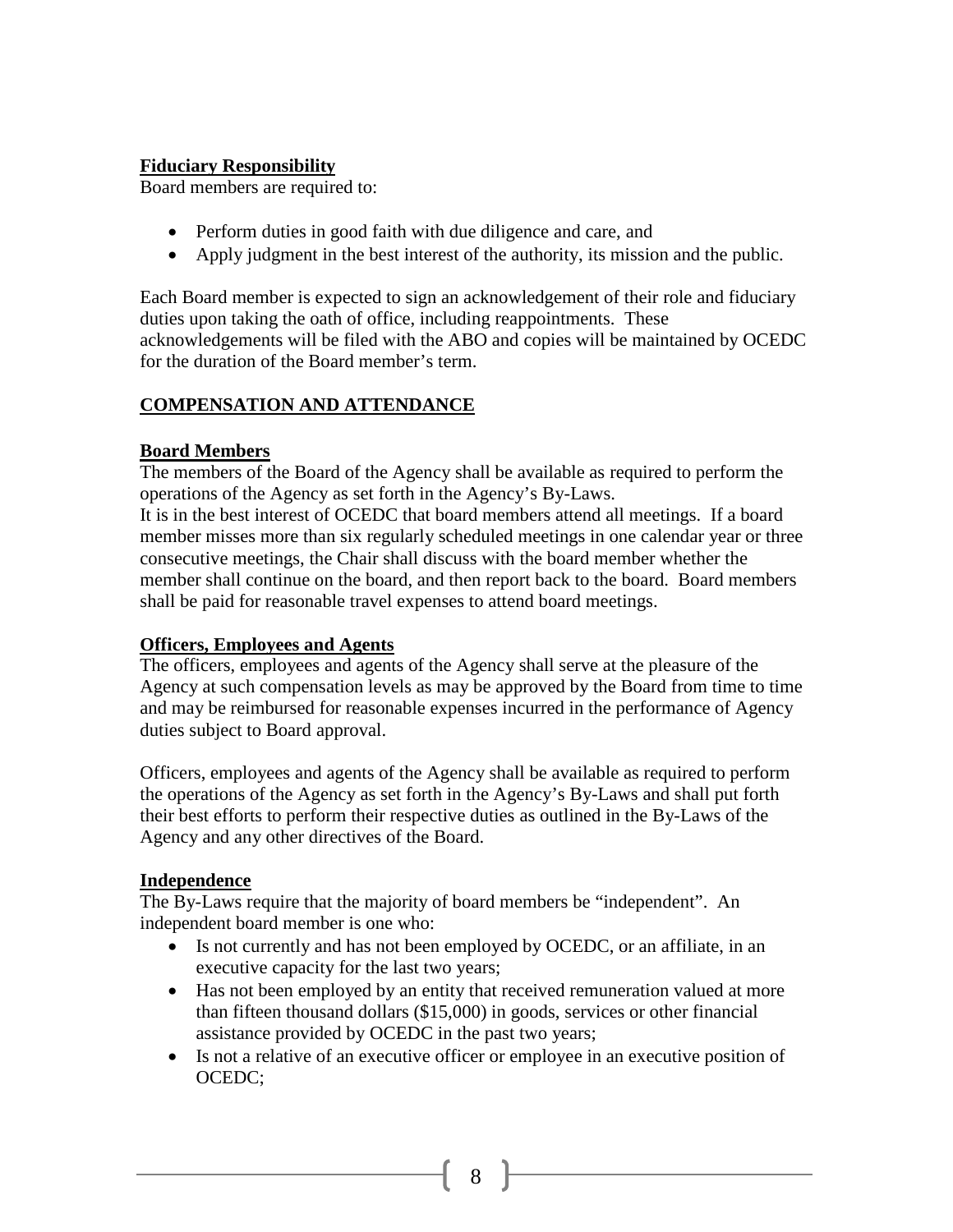**Fiduciary Responsibility**

Board members are required to:

- Perform duties in good faith with due diligence and care, and
- Apply judgment in the best interest of the authority, its mission and the public.

Each Board member is expected to sign an acknowledgement of their role and fiduciary duties upon taking the oath of office, including reappointments. These acknowledgements will be filed with the ABO and copies will be maintained by OCEDC for the duration of the Board member's term.

## COMPENSATION AND ATTENDANCE

**Board Members**

The members of the Board of the Agency shall be available as required to perform the operations of the Agency as set forth in the Agency's By-Laws.

It is in the best interest of OCEDC that board members attend all meetings. If a board member misses more than six regularly scheduled meetings in one calendar year or three consecutive meetings, the Chair shall discuss with the board member whether the member shall continue on the board, and then report back to the board. Board members shall be paid for reasonable travel expenses to attend board meetings.

**Officers, Employees and Agents**

The officers, employees and agents of the Agency shall serve at the pleasure of the Agency at such compensation levels as may be approved by the Board from time to time and may be reimbursed for reasonable expenses incurred in the performance of Agency duties subject to Board approval.

Officers, employees and agents of the Agency shall be available as required to perform the operations of the Agency as set forth in the Agency's By-Laws and shall put forth their best efforts to perform their respective duties as outlined in the By-Laws of the Agency and any other directives of the Board.

**Independence**

The By-Laws require that the majority of board members be "independent". An independent board member is one who:

- Is not currently and has not been employed by OCEDC, or an affiliate, in an executive capacity for the last two years;
- Has not been employed by an entity that received remuneration valued at more than fifteen thousand dollars ($15,000) in goods, services or other financial assistance provided by OCEDC in the past two years;
- Is not a relative of an executive officer or employee in an executive position of OCEDC;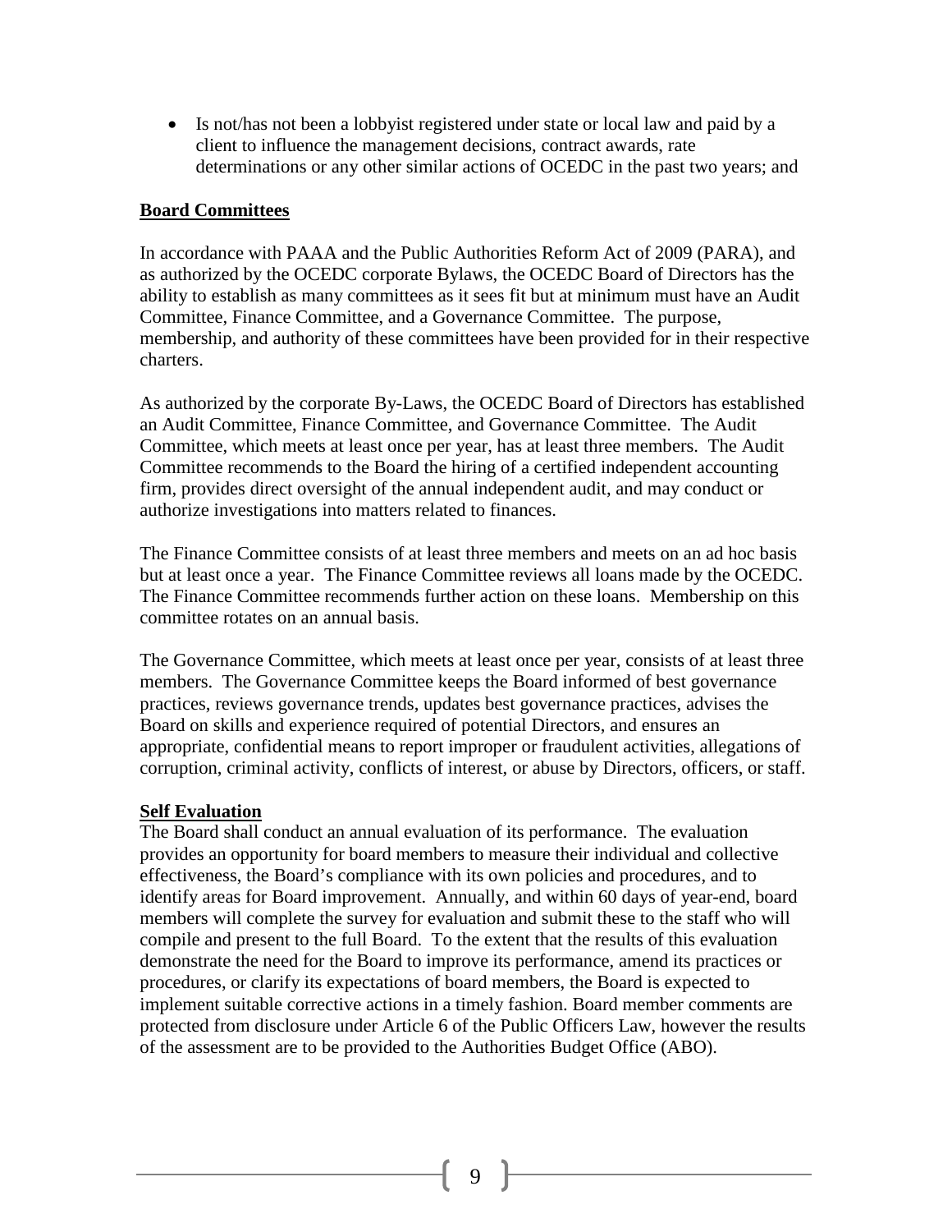- Is not/has not been a lobbyist registered under state or local law and paid by a client to influence the management decisions, contract awards, rate determinations or any other similar actions of OCEDC in the past two years; and

## Board Committees

In accordance with PAAA and the Public Authorities Reform Act of 2009 (PARA), and as authorized by the OCEDC corporate Bylaws, the OCEDC Board of Directors has the ability to establish as many committees as it sees fit but at minimum must have an Audit Committee, Finance Committee, and a Governance Committee. The purpose, membership, and authority of these committees have been provided for in their respective charters.

As authorized by the corporate By-Laws, the OCEDC Board of Directors has established an Audit Committee, Finance Committee, and Governance Committee. The Audit Committee, which meets at least once per year, has at least three members. The Audit Committee recommends to the Board the hiring of a certified independent accounting firm, provides direct oversight of the annual independent audit, and may conduct or authorize investigations into matters related to finances.

The Finance Committee consists of at least three members and meets on an ad hoc basis but at least once a year. The Finance Committee reviews all loans made by the OCEDC. The Finance Committee recommends further action on these loans. Membership on this committee rotates on an annual basis.

The Governance Committee, which meets at least once per year, consists of at least three members. The Governance Committee keeps the Board informed of best governance practices, reviews governance trends, updates best governance practices, advises the Board on skills and experience required of potential Directors, and ensures an appropriate, confidential means to report improper or fraudulent activities, allegations of corruption, criminal activity, conflicts of interest, or abuse by Directors, officers, or staff.

## Self Evaluation

The Board shall conduct an annual evaluation of its performance. The evaluation provides an opportunity for board members to measure their individual and collective effectiveness, the Board's compliance with its own policies and procedures, and to identify areas for Board improvement. Annually, and within 60 days of year-end, board members will complete the survey for evaluation and submit these to the staff who will compile and present to the full Board. To the extent that the results of this evaluation demonstrate the need for the Board to improve its performance, amend its practices or procedures, or clarify its expectations of board members, the Board is expected to implement suitable corrective actions in a timely fashion. Board member comments are protected from disclosure under Article 6 of the Public Officers Law, however the results of the assessment are to be provided to the Authorities Budget Office (ABO).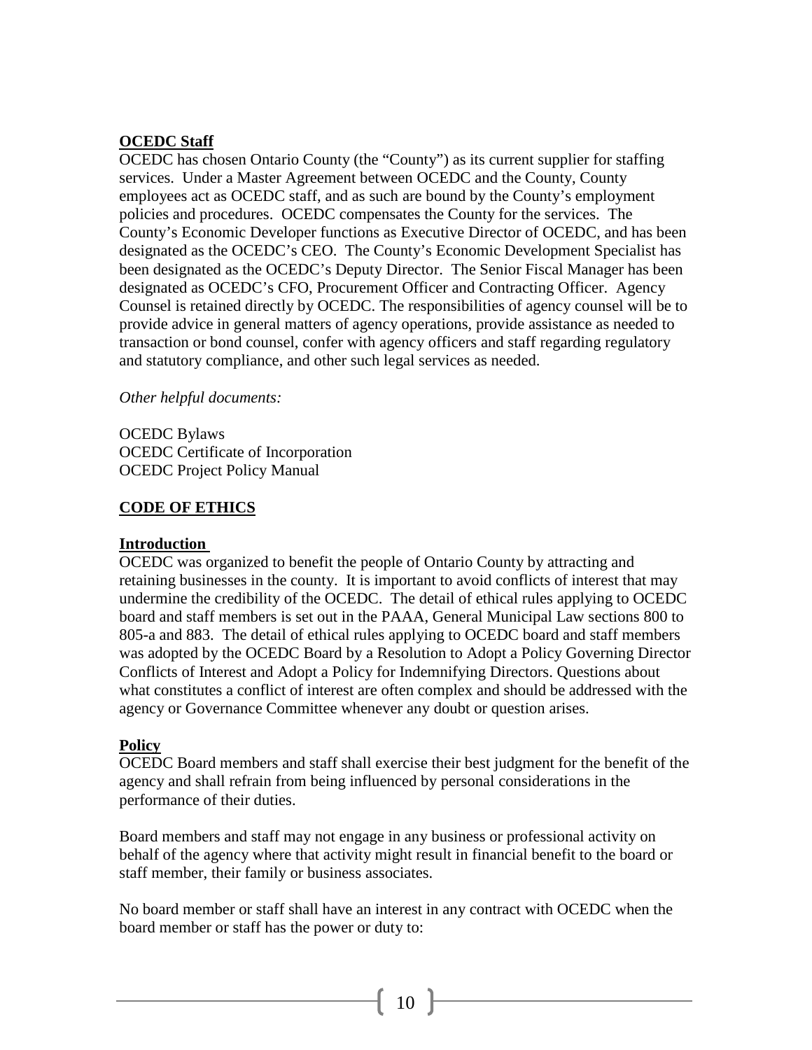**OCEDC Staff**

OCEDC has chosen Ontario County (the "County") as its current supplier for staffing services. Under a Master Agreement between OCEDC and the County, County employees act as OCEDC staff, and as such are bound by the County's employment policies and procedures. OCEDC compensates the County for the services. The County's Economic Developer functions as Executive Director of OCEDC, and has been designated as the OCEDC's CEO. The County's Economic Development Specialist has been designated as the OCEDC's Deputy Director. The Senior Fiscal Manager has been designated as OCEDC's CFO, Procurement Officer and Contracting Officer. Agency Counsel is retained directly by OCEDC. The responsibilities of agency counsel will be to provide advice in general matters of agency operations, provide assistance as needed to transaction or bond counsel, confer with agency officers and staff regarding regulatory and statutory compliance, and other such legal services as needed.

*Other helpful documents:*

OCEDC Bylaws
OCEDC Certificate of Incorporation
OCEDC Project Policy Manual

## CODE OF ETHICS

**Introduction**

OCEDC was organized to benefit the people of Ontario County by attracting and retaining businesses in the county. It is important to avoid conflicts of interest that may undermine the credibility of the OCEDC. The detail of ethical rules applying to OCEDC board and staff members is set out in the PAAA, General Municipal Law sections 800 to 805-a and 883. The detail of ethical rules applying to OCEDC board and staff members was adopted by the OCEDC Board by a Resolution to Adopt a Policy Governing Director Conflicts of Interest and Adopt a Policy for Indemnifying Directors. Questions about what constitutes a conflict of interest are often complex and should be addressed with the agency or Governance Committee whenever any doubt or question arises.

**Policy**

OCEDC Board members and staff shall exercise their best judgment for the benefit of the agency and shall refrain from being influenced by personal considerations in the performance of their duties.

Board members and staff may not engage in any business or professional activity on behalf of the agency where that activity might result in financial benefit to the board or staff member, their family or business associates.

No board member or staff shall have an interest in any contract with OCEDC when the board member or staff has the power or duty to: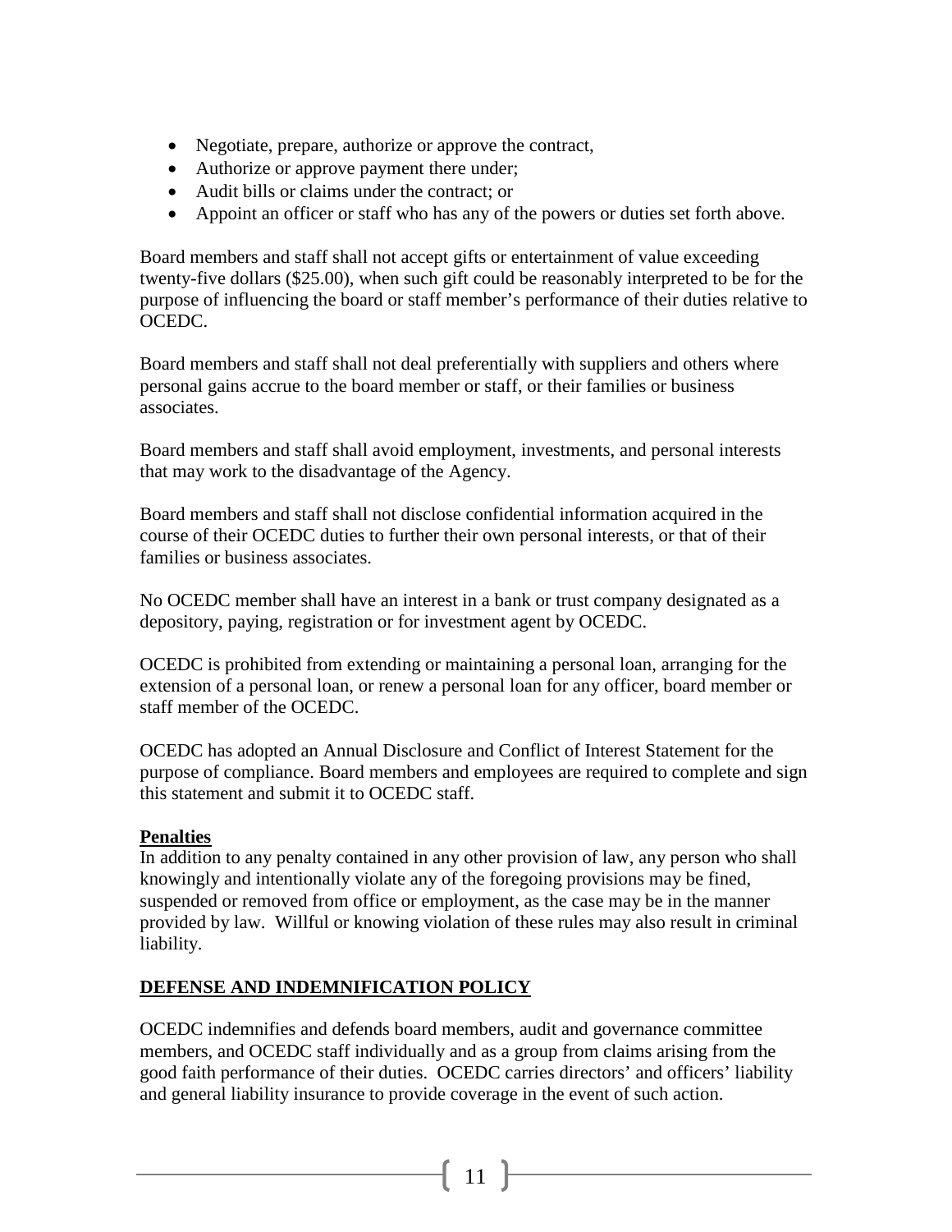- Negotiate, prepare, authorize or approve the contract,
- Authorize or approve payment there under;
- Audit bills or claims under the contract; or
- Appoint an officer or staff who has any of the powers or duties set forth above.

Board members and staff shall not accept gifts or entertainment of value exceeding twenty-five dollars ($25.00), when such gift could be reasonably interpreted to be for the purpose of influencing the board or staff member's performance of their duties relative to OCEDC.

Board members and staff shall not deal preferentially with suppliers and others where personal gains accrue to the board member or staff, or their families or business associates.

Board members and staff shall avoid employment, investments, and personal interests that may work to the disadvantage of the Agency.

Board members and staff shall not disclose confidential information acquired in the course of their OCEDC duties to further their own personal interests, or that of their families or business associates.

No OCEDC member shall have an interest in a bank or trust company designated as a depository, paying, registration or for investment agent by OCEDC.

OCEDC is prohibited from extending or maintaining a personal loan, arranging for the extension of a personal loan, or renew a personal loan for any officer, board member or staff member of the OCEDC.

OCEDC has adopted an Annual Disclosure and Conflict of Interest Statement for the purpose of compliance. Board members and employees are required to complete and sign this statement and submit it to OCEDC staff.

**Penalties**

In addition to any penalty contained in any other provision of law, any person who shall knowingly and intentionally violate any of the foregoing provisions may be fined, suspended or removed from office or employment, as the case may be in the manner provided by law. Willful or knowing violation of these rules may also result in criminal liability.

## DEFENSE AND INDEMNIFICATION POLICY

OCEDC indemnifies and defends board members, audit and governance committee members, and OCEDC staff individually and as a group from claims arising from the good faith performance of their duties. OCEDC carries directors' and officers' liability and general liability insurance to provide coverage in the event of such action.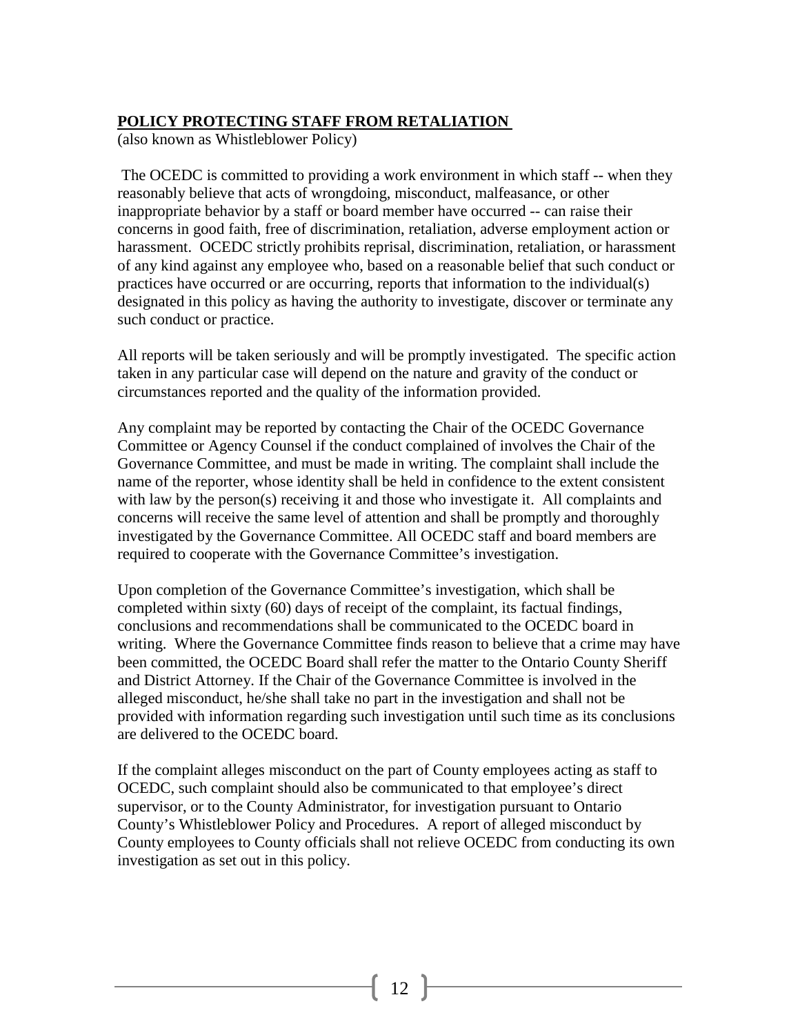## POLICY PROTECTING STAFF FROM RETALIATION

(also known as Whistleblower Policy)

The OCEDC is committed to providing a work environment in which staff -- when they reasonably believe that acts of wrongdoing, misconduct, malfeasance, or other inappropriate behavior by a staff or board member have occurred -- can raise their concerns in good faith, free of discrimination, retaliation, adverse employment action or harassment. OCEDC strictly prohibits reprisal, discrimination, retaliation, or harassment of any kind against any employee who, based on a reasonable belief that such conduct or practices have occurred or are occurring, reports that information to the individual(s) designated in this policy as having the authority to investigate, discover or terminate any such conduct or practice.

All reports will be taken seriously and will be promptly investigated. The specific action taken in any particular case will depend on the nature and gravity of the conduct or circumstances reported and the quality of the information provided.

Any complaint may be reported by contacting the Chair of the OCEDC Governance Committee or Agency Counsel if the conduct complained of involves the Chair of the Governance Committee, and must be made in writing. The complaint shall include the name of the reporter, whose identity shall be held in confidence to the extent consistent with law by the person(s) receiving it and those who investigate it. All complaints and concerns will receive the same level of attention and shall be promptly and thoroughly investigated by the Governance Committee. All OCEDC staff and board members are required to cooperate with the Governance Committee's investigation.

Upon completion of the Governance Committee's investigation, which shall be completed within sixty (60) days of receipt of the complaint, its factual findings, conclusions and recommendations shall be communicated to the OCEDC board in writing. Where the Governance Committee finds reason to believe that a crime may have been committed, the OCEDC Board shall refer the matter to the Ontario County Sheriff and District Attorney. If the Chair of the Governance Committee is involved in the alleged misconduct, he/she shall take no part in the investigation and shall not be provided with information regarding such investigation until such time as its conclusions are delivered to the OCEDC board.

If the complaint alleges misconduct on the part of County employees acting as staff to OCEDC, such complaint should also be communicated to that employee's direct supervisor, or to the County Administrator, for investigation pursuant to Ontario County's Whistleblower Policy and Procedures. A report of alleged misconduct by County employees to County officials shall not relieve OCEDC from conducting its own investigation as set out in this policy.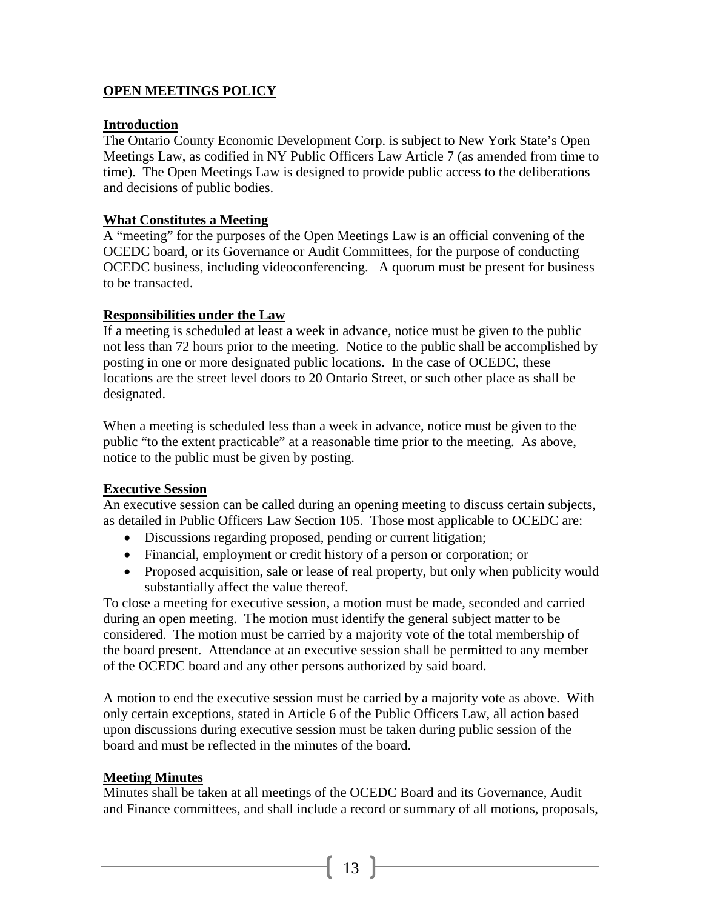## OPEN MEETINGS POLICY

### Introduction

The Ontario County Economic Development Corp. is subject to New York State's Open Meetings Law, as codified in NY Public Officers Law Article 7 (as amended from time to time). The Open Meetings Law is designed to provide public access to the deliberations and decisions of public bodies.

### What Constitutes a Meeting

A "meeting" for the purposes of the Open Meetings Law is an official convening of the OCEDC board, or its Governance or Audit Committees, for the purpose of conducting OCEDC business, including videoconferencing. A quorum must be present for business to be transacted.

### Responsibilities under the Law

If a meeting is scheduled at least a week in advance, notice must be given to the public not less than 72 hours prior to the meeting. Notice to the public shall be accomplished by posting in one or more designated public locations. In the case of OCEDC, these locations are the street level doors to 20 Ontario Street, or such other place as shall be designated.

When a meeting is scheduled less than a week in advance, notice must be given to the public "to the extent practicable" at a reasonable time prior to the meeting. As above, notice to the public must be given by posting.

### Executive Session

An executive session can be called during an opening meeting to discuss certain subjects, as detailed in Public Officers Law Section 105. Those most applicable to OCEDC are:

- Discussions regarding proposed, pending or current litigation;
- Financial, employment or credit history of a person or corporation; or
- Proposed acquisition, sale or lease of real property, but only when publicity would substantially affect the value thereof.

To close a meeting for executive session, a motion must be made, seconded and carried during an open meeting. The motion must identify the general subject matter to be considered. The motion must be carried by a majority vote of the total membership of the board present. Attendance at an executive session shall be permitted to any member of the OCEDC board and any other persons authorized by said board.

A motion to end the executive session must be carried by a majority vote as above. With only certain exceptions, stated in Article 6 of the Public Officers Law, all action based upon discussions during executive session must be taken during public session of the board and must be reflected in the minutes of the board.

### Meeting Minutes

Minutes shall be taken at all meetings of the OCEDC Board and its Governance, Audit and Finance committees, and shall include a record or summary of all motions, proposals,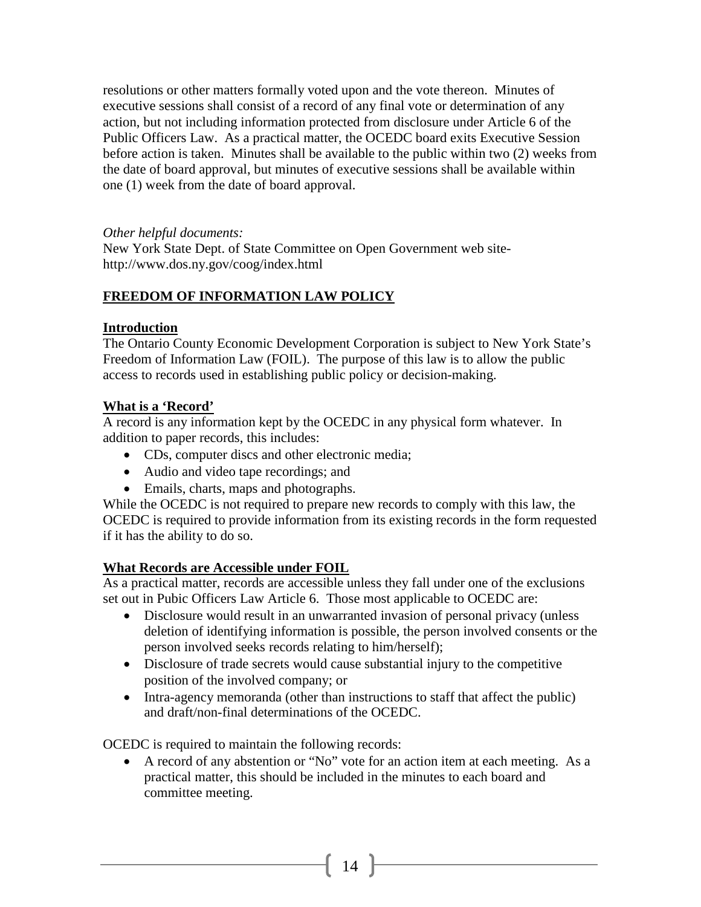resolutions or other matters formally voted upon and the vote thereon. Minutes of executive sessions shall consist of a record of any final vote or determination of any action, but not including information protected from disclosure under Article 6 of the Public Officers Law. As a practical matter, the OCEDC board exits Executive Session before action is taken. Minutes shall be available to the public within two (2) weeks from the date of board approval, but minutes of executive sessions shall be available within one (1) week from the date of board approval.

*Other helpful documents:*
New York State Dept. of State Committee on Open Government web site- http://www.dos.ny.gov/coog/index.html

## **FREEDOM OF INFORMATION LAW POLICY**

### **Introduction**

The Ontario County Economic Development Corporation is subject to New York State's Freedom of Information Law (FOIL). The purpose of this law is to allow the public access to records used in establishing public policy or decision-making.

### **What is a 'Record'**

A record is any information kept by the OCEDC in any physical form whatever. In addition to paper records, this includes:

- CDs, computer discs and other electronic media;
- Audio and video tape recordings; and
- Emails, charts, maps and photographs.

While the OCEDC is not required to prepare new records to comply with this law, the OCEDC is required to provide information from its existing records in the form requested if it has the ability to do so.

### **What Records are Accessible under FOIL**

As a practical matter, records are accessible unless they fall under one of the exclusions set out in Pubic Officers Law Article 6. Those most applicable to OCEDC are:

- Disclosure would result in an unwarranted invasion of personal privacy (unless deletion of identifying information is possible, the person involved consents or the person involved seeks records relating to him/herself);
- Disclosure of trade secrets would cause substantial injury to the competitive position of the involved company; or
- Intra-agency memoranda (other than instructions to staff that affect the public) and draft/non-final determinations of the OCEDC.

OCEDC is required to maintain the following records:

- A record of any abstention or "No" vote for an action item at each meeting. As a practical matter, this should be included in the minutes to each board and committee meeting.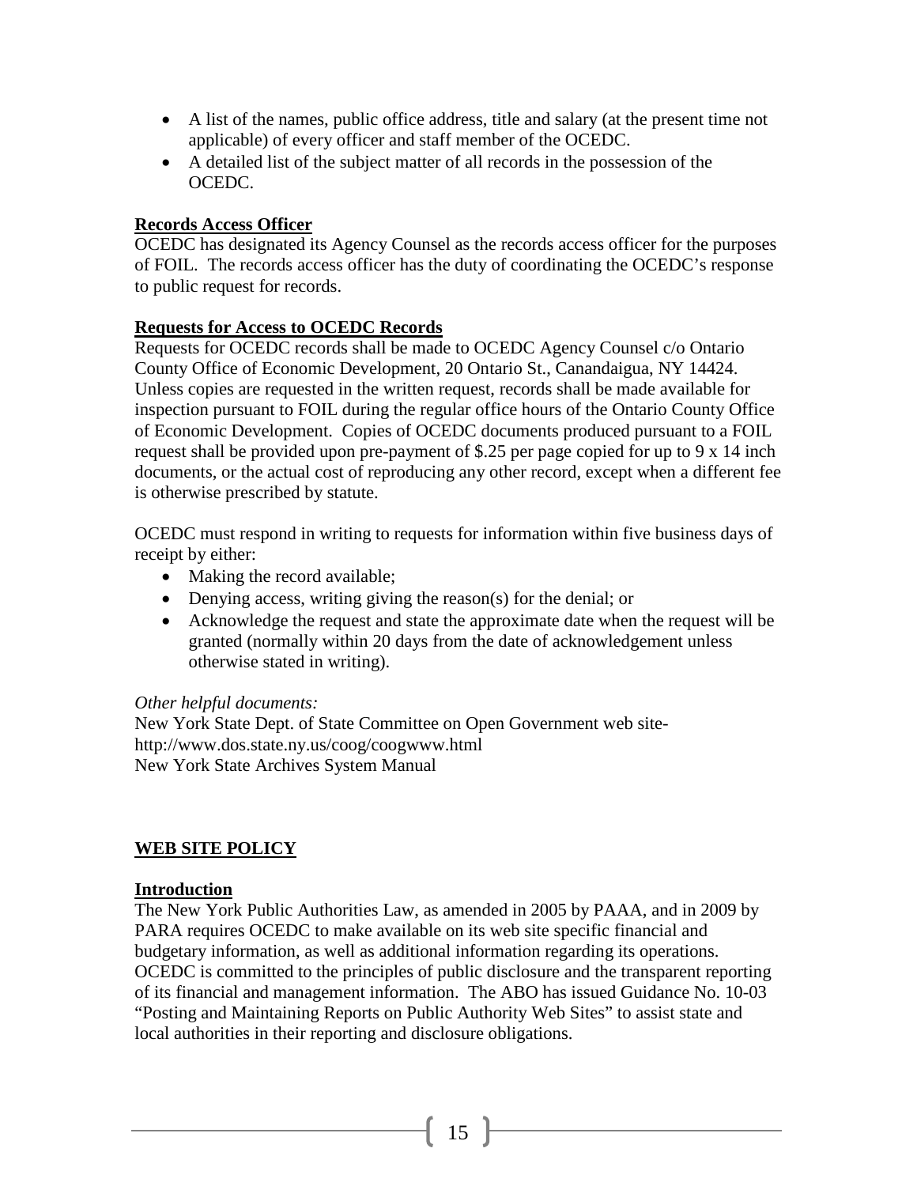- A list of the names, public office address, title and salary (at the present time not applicable) of every officer and staff member of the OCEDC.
- A detailed list of the subject matter of all records in the possession of the OCEDC.

**Records Access Officer**

OCEDC has designated its Agency Counsel as the records access officer for the purposes of FOIL. The records access officer has the duty of coordinating the OCEDC's response to public request for records.

**Requests for Access to OCEDC Records**

Requests for OCEDC records shall be made to OCEDC Agency Counsel c/o Ontario County Office of Economic Development, 20 Ontario St., Canandaigua, NY 14424. Unless copies are requested in the written request, records shall be made available for inspection pursuant to FOIL during the regular office hours of the Ontario County Office of Economic Development. Copies of OCEDC documents produced pursuant to a FOIL request shall be provided upon pre-payment of $.25 per page copied for up to 9 x 14 inch documents, or the actual cost of reproducing any other record, except when a different fee is otherwise prescribed by statute.

OCEDC must respond in writing to requests for information within five business days of receipt by either:

- Making the record available;
- Denying access, writing giving the reason(s) for the denial; or
- Acknowledge the request and state the approximate date when the request will be granted (normally within 20 days from the date of acknowledgement unless otherwise stated in writing).

*Other helpful documents:*

New York State Dept. of State Committee on Open Government web site- http://www.dos.state.ny.us/coog/coogwww.html

New York State Archives System Manual

## WEB SITE POLICY

**Introduction**

The New York Public Authorities Law, as amended in 2005 by PAAA, and in 2009 by PARA requires OCEDC to make available on its web site specific financial and budgetary information, as well as additional information regarding its operations. OCEDC is committed to the principles of public disclosure and the transparent reporting of its financial and management information. The ABO has issued Guidance No. 10-03 "Posting and Maintaining Reports on Public Authority Web Sites" to assist state and local authorities in their reporting and disclosure obligations.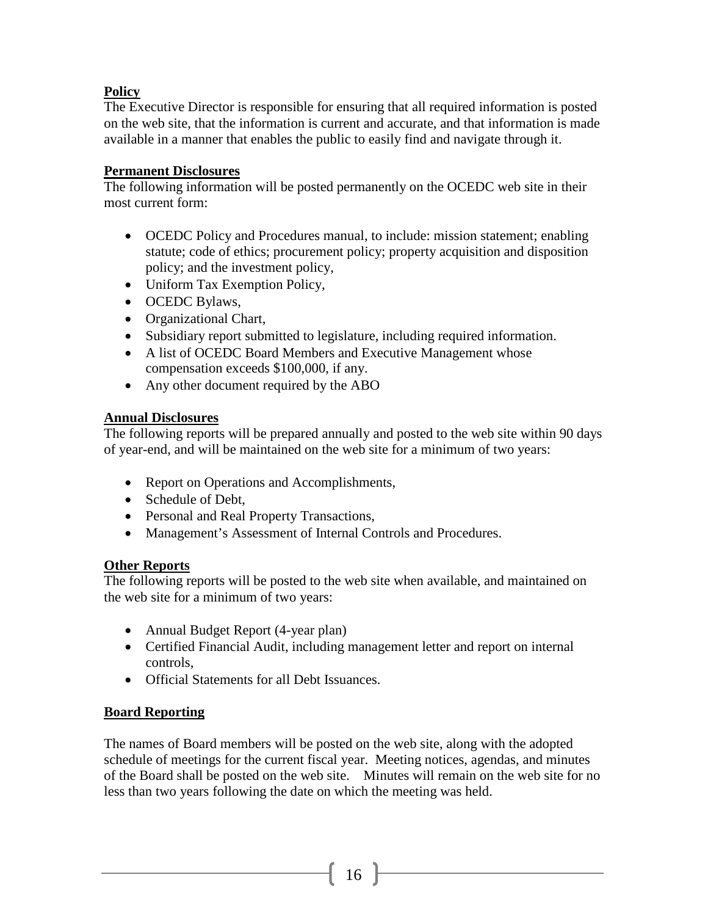**Policy**

The Executive Director is responsible for ensuring that all required information is posted on the web site, that the information is current and accurate, and that information is made available in a manner that enables the public to easily find and navigate through it.

**Permanent Disclosures**

The following information will be posted permanently on the OCEDC web site in their most current form:

- OCEDC Policy and Procedures manual, to include: mission statement; enabling statute; code of ethics; procurement policy; property acquisition and disposition policy; and the investment policy,
- Uniform Tax Exemption Policy,
- OCEDC Bylaws,
- Organizational Chart,
- Subsidiary report submitted to legislature, including required information.
- A list of OCEDC Board Members and Executive Management whose compensation exceeds $100,000, if any.
- Any other document required by the ABO

**Annual Disclosures**

The following reports will be prepared annually and posted to the web site within 90 days of year-end, and will be maintained on the web site for a minimum of two years:

- Report on Operations and Accomplishments,
- Schedule of Debt,
- Personal and Real Property Transactions,
- Management's Assessment of Internal Controls and Procedures.

**Other Reports**

The following reports will be posted to the web site when available, and maintained on the web site for a minimum of two years:

- Annual Budget Report (4-year plan)
- Certified Financial Audit, including management letter and report on internal controls,
- Official Statements for all Debt Issuances.

**Board Reporting**

The names of Board members will be posted on the web site, along with the adopted schedule of meetings for the current fiscal year. Meeting notices, agendas, and minutes of the Board shall be posted on the web site. Minutes will remain on the web site for no less than two years following the date on which the meeting was held.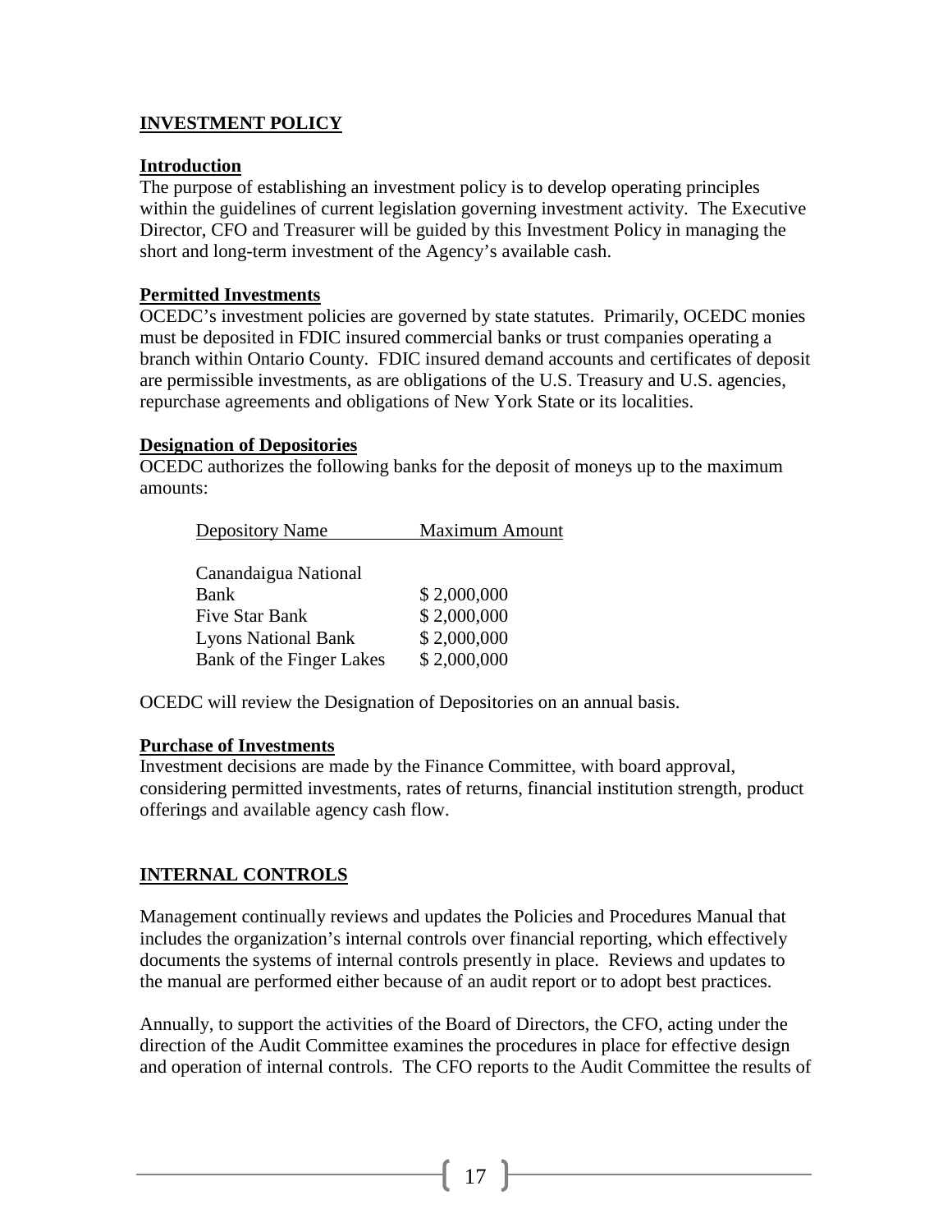## INVESTMENT POLICY

### Introduction

The purpose of establishing an investment policy is to develop operating principles within the guidelines of current legislation governing investment activity. The Executive Director, CFO and Treasurer will be guided by this Investment Policy in managing the short and long-term investment of the Agency's available cash.

### Permitted Investments

OCEDC's investment policies are governed by state statutes. Primarily, OCEDC monies must be deposited in FDIC insured commercial banks or trust companies operating a branch within Ontario County. FDIC insured demand accounts and certificates of deposit are permissible investments, as are obligations of the U.S. Treasury and U.S. agencies, repurchase agreements and obligations of New York State or its localities.

### Designation of Depositories

OCEDC authorizes the following banks for the deposit of moneys up to the maximum amounts:

| Depository Name | Maximum Amount |
|---|---|
| Canandaigua National Bank | $ 2,000,000 |
| Five Star Bank | $ 2,000,000 |
| Lyons National Bank | $ 2,000,000 |
| Bank of the Finger Lakes | $ 2,000,000 |

OCEDC will review the Designation of Depositories on an annual basis.

### Purchase of Investments

Investment decisions are made by the Finance Committee, with board approval, considering permitted investments, rates of returns, financial institution strength, product offerings and available agency cash flow.

## INTERNAL CONTROLS

Management continually reviews and updates the Policies and Procedures Manual that includes the organization's internal controls over financial reporting, which effectively documents the systems of internal controls presently in place. Reviews and updates to the manual are performed either because of an audit report or to adopt best practices.

Annually, to support the activities of the Board of Directors, the CFO, acting under the direction of the Audit Committee examines the procedures in place for effective design and operation of internal controls. The CFO reports to the Audit Committee the results of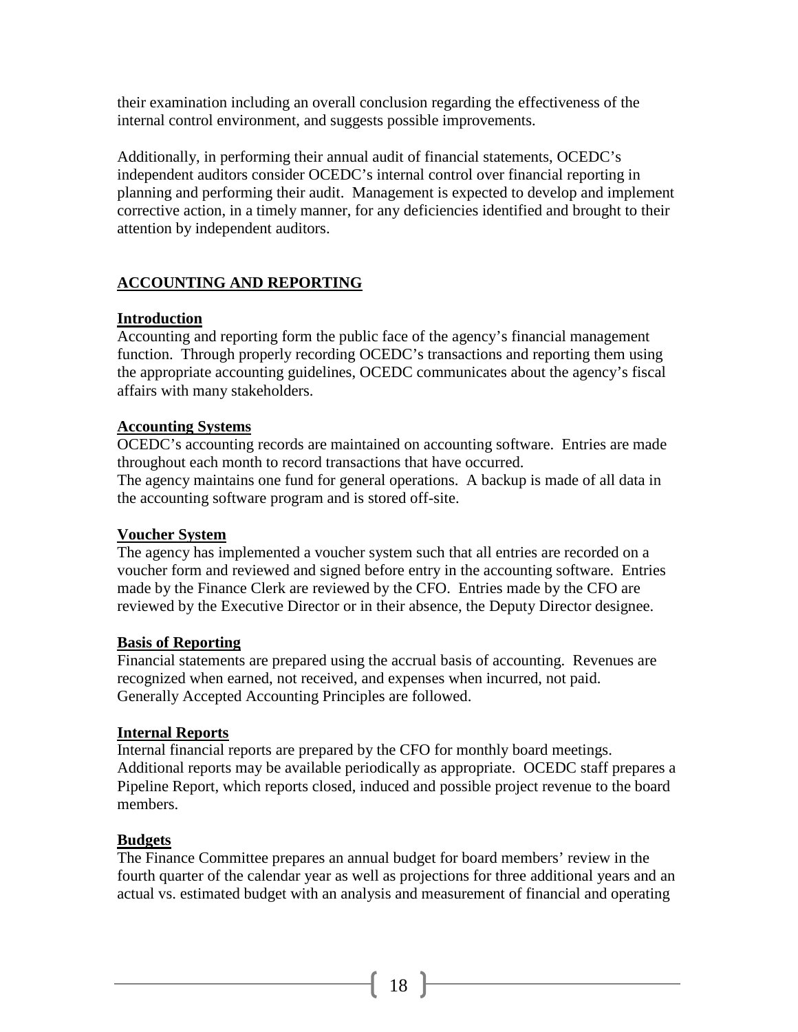their examination including an overall conclusion regarding the effectiveness of the internal control environment, and suggests possible improvements.

Additionally, in performing their annual audit of financial statements, OCEDC's independent auditors consider OCEDC's internal control over financial reporting in planning and performing their audit. Management is expected to develop and implement corrective action, in a timely manner, for any deficiencies identified and brought to their attention by independent auditors.

## ACCOUNTING AND REPORTING

### Introduction

Accounting and reporting form the public face of the agency's financial management function. Through properly recording OCEDC's transactions and reporting them using the appropriate accounting guidelines, OCEDC communicates about the agency's fiscal affairs with many stakeholders.

### Accounting Systems

OCEDC's accounting records are maintained on accounting software. Entries are made throughout each month to record transactions that have occurred.
The agency maintains one fund for general operations. A backup is made of all data in the accounting software program and is stored off-site.

### Voucher System

The agency has implemented a voucher system such that all entries are recorded on a voucher form and reviewed and signed before entry in the accounting software. Entries made by the Finance Clerk are reviewed by the CFO. Entries made by the CFO are reviewed by the Executive Director or in their absence, the Deputy Director designee.

### Basis of Reporting

Financial statements are prepared using the accrual basis of accounting. Revenues are recognized when earned, not received, and expenses when incurred, not paid. Generally Accepted Accounting Principles are followed.

### Internal Reports

Internal financial reports are prepared by the CFO for monthly board meetings. Additional reports may be available periodically as appropriate. OCEDC staff prepares a Pipeline Report, which reports closed, induced and possible project revenue to the board members.

### Budgets

The Finance Committee prepares an annual budget for board members' review in the fourth quarter of the calendar year as well as projections for three additional years and an actual vs. estimated budget with an analysis and measurement of financial and operating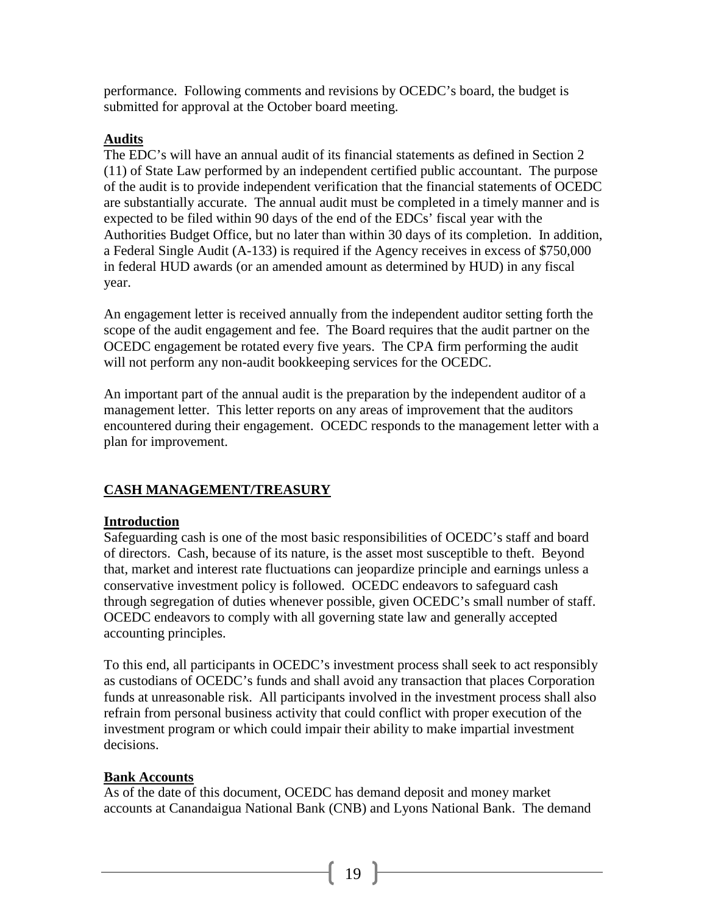performance. Following comments and revisions by OCEDC's board, the budget is submitted for approval at the October board meeting.

**Audits**

The EDC's will have an annual audit of its financial statements as defined in Section 2 (11) of State Law performed by an independent certified public accountant. The purpose of the audit is to provide independent verification that the financial statements of OCEDC are substantially accurate. The annual audit must be completed in a timely manner and is expected to be filed within 90 days of the end of the EDCs' fiscal year with the Authorities Budget Office, but no later than within 30 days of its completion. In addition, a Federal Single Audit (A-133) is required if the Agency receives in excess of $750,000 in federal HUD awards (or an amended amount as determined by HUD) in any fiscal year.

An engagement letter is received annually from the independent auditor setting forth the scope of the audit engagement and fee. The Board requires that the audit partner on the OCEDC engagement be rotated every five years. The CPA firm performing the audit will not perform any non-audit bookkeeping services for the OCEDC.

An important part of the annual audit is the preparation by the independent auditor of a management letter. This letter reports on any areas of improvement that the auditors encountered during their engagement. OCEDC responds to the management letter with a plan for improvement.

## CASH MANAGEMENT/TREASURY

**Introduction**

Safeguarding cash is one of the most basic responsibilities of OCEDC's staff and board of directors. Cash, because of its nature, is the asset most susceptible to theft. Beyond that, market and interest rate fluctuations can jeopardize principle and earnings unless a conservative investment policy is followed. OCEDC endeavors to safeguard cash through segregation of duties whenever possible, given OCEDC's small number of staff. OCEDC endeavors to comply with all governing state law and generally accepted accounting principles.

To this end, all participants in OCEDC's investment process shall seek to act responsibly as custodians of OCEDC's funds and shall avoid any transaction that places Corporation funds at unreasonable risk. All participants involved in the investment process shall also refrain from personal business activity that could conflict with proper execution of the investment program or which could impair their ability to make impartial investment decisions.

**Bank Accounts**

As of the date of this document, OCEDC has demand deposit and money market accounts at Canandaigua National Bank (CNB) and Lyons National Bank. The demand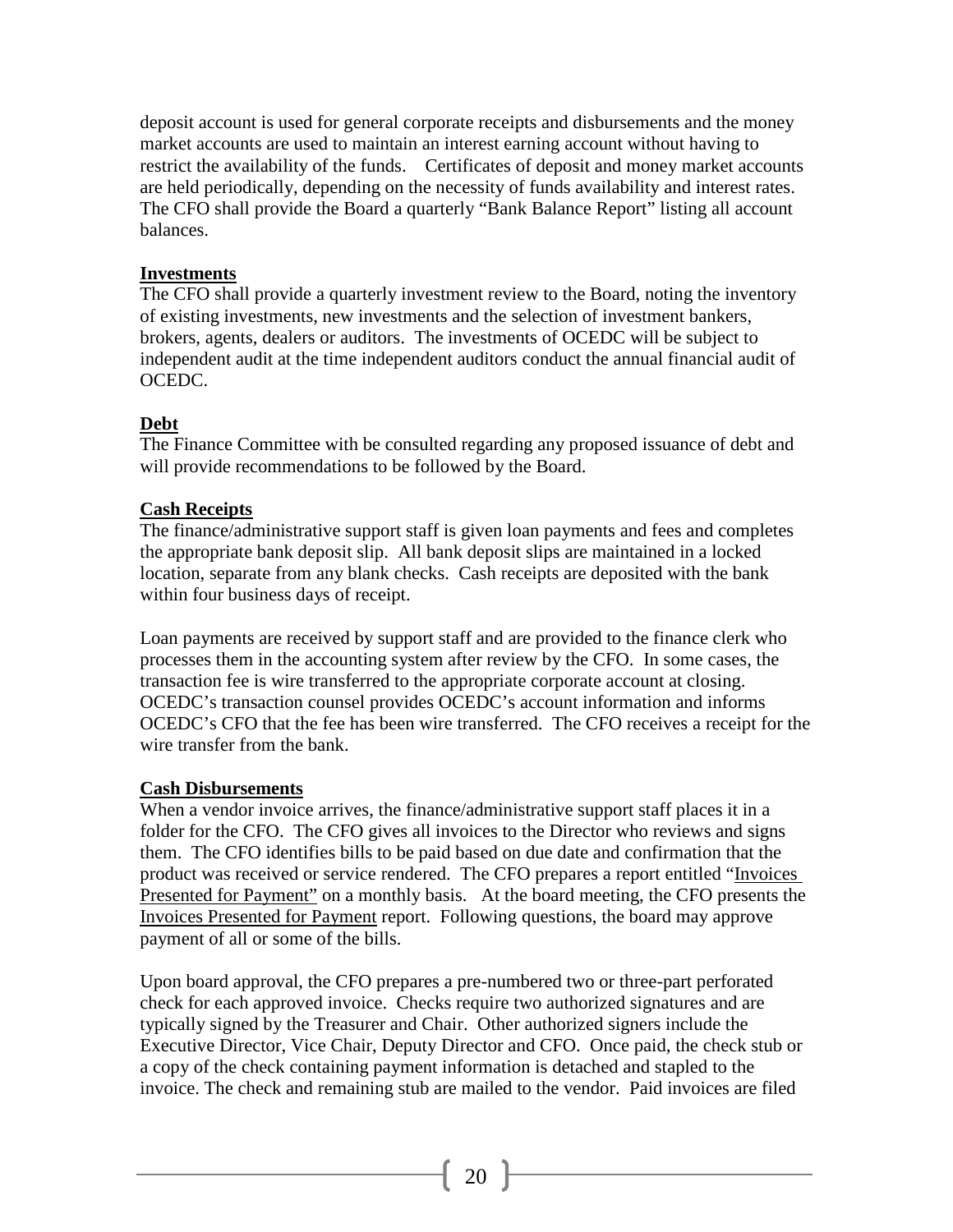deposit account is used for general corporate receipts and disbursements and the money market accounts are used to maintain an interest earning account without having to restrict the availability of the funds. Certificates of deposit and money market accounts are held periodically, depending on the necessity of funds availability and interest rates. The CFO shall provide the Board a quarterly "Bank Balance Report" listing all account balances.

**Investments**

The CFO shall provide a quarterly investment review to the Board, noting the inventory of existing investments, new investments and the selection of investment bankers, brokers, agents, dealers or auditors. The investments of OCEDC will be subject to independent audit at the time independent auditors conduct the annual financial audit of OCEDC.

**Debt**

The Finance Committee with be consulted regarding any proposed issuance of debt and will provide recommendations to be followed by the Board.

**Cash Receipts**

The finance/administrative support staff is given loan payments and fees and completes the appropriate bank deposit slip. All bank deposit slips are maintained in a locked location, separate from any blank checks. Cash receipts are deposited with the bank within four business days of receipt.

Loan payments are received by support staff and are provided to the finance clerk who processes them in the accounting system after review by the CFO. In some cases, the transaction fee is wire transferred to the appropriate corporate account at closing. OCEDC's transaction counsel provides OCEDC's account information and informs OCEDC's CFO that the fee has been wire transferred. The CFO receives a receipt for the wire transfer from the bank.

**Cash Disbursements**

When a vendor invoice arrives, the finance/administrative support staff places it in a folder for the CFO. The CFO gives all invoices to the Director who reviews and signs them. The CFO identifies bills to be paid based on due date and confirmation that the product was received or service rendered. The CFO prepares a report entitled "Invoices Presented for Payment" on a monthly basis. At the board meeting, the CFO presents the Invoices Presented for Payment report. Following questions, the board may approve payment of all or some of the bills.

Upon board approval, the CFO prepares a pre-numbered two or three-part perforated check for each approved invoice. Checks require two authorized signatures and are typically signed by the Treasurer and Chair. Other authorized signers include the Executive Director, Vice Chair, Deputy Director and CFO. Once paid, the check stub or a copy of the check containing payment information is detached and stapled to the invoice. The check and remaining stub are mailed to the vendor. Paid invoices are filed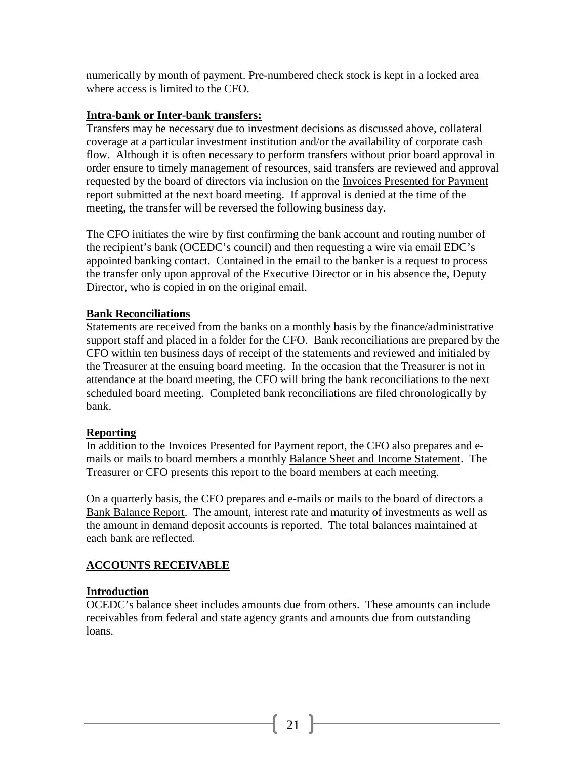numerically by month of payment. Pre-numbered check stock is kept in a locked area where access is limited to the CFO.

**Intra-bank or Inter-bank transfers:**

Transfers may be necessary due to investment decisions as discussed above, collateral coverage at a particular investment institution and/or the availability of corporate cash flow. Although it is often necessary to perform transfers without prior board approval in order ensure to timely management of resources, said transfers are reviewed and approval requested by the board of directors via inclusion on the Invoices Presented for Payment report submitted at the next board meeting. If approval is denied at the time of the meeting, the transfer will be reversed the following business day.

The CFO initiates the wire by first confirming the bank account and routing number of the recipient's bank (OCEDC's council) and then requesting a wire via email EDC's appointed banking contact. Contained in the email to the banker is a request to process the transfer only upon approval of the Executive Director or in his absence the, Deputy Director, who is copied in on the original email.

**Bank Reconciliations**

Statements are received from the banks on a monthly basis by the finance/administrative support staff and placed in a folder for the CFO. Bank reconciliations are prepared by the CFO within ten business days of receipt of the statements and reviewed and initialed by the Treasurer at the ensuing board meeting. In the occasion that the Treasurer is not in attendance at the board meeting, the CFO will bring the bank reconciliations to the next scheduled board meeting. Completed bank reconciliations are filed chronologically by bank.

**Reporting**

In addition to the Invoices Presented for Payment report, the CFO also prepares and e-mails or mails to board members a monthly Balance Sheet and Income Statement. The Treasurer or CFO presents this report to the board members at each meeting.

On a quarterly basis, the CFO prepares and e-mails or mails to the board of directors a Bank Balance Report. The amount, interest rate and maturity of investments as well as the amount in demand deposit accounts is reported. The total balances maintained at each bank are reflected.

## ACCOUNTS RECEIVABLE

**Introduction**

OCEDC's balance sheet includes amounts due from others. These amounts can include receivables from federal and state agency grants and amounts due from outstanding loans.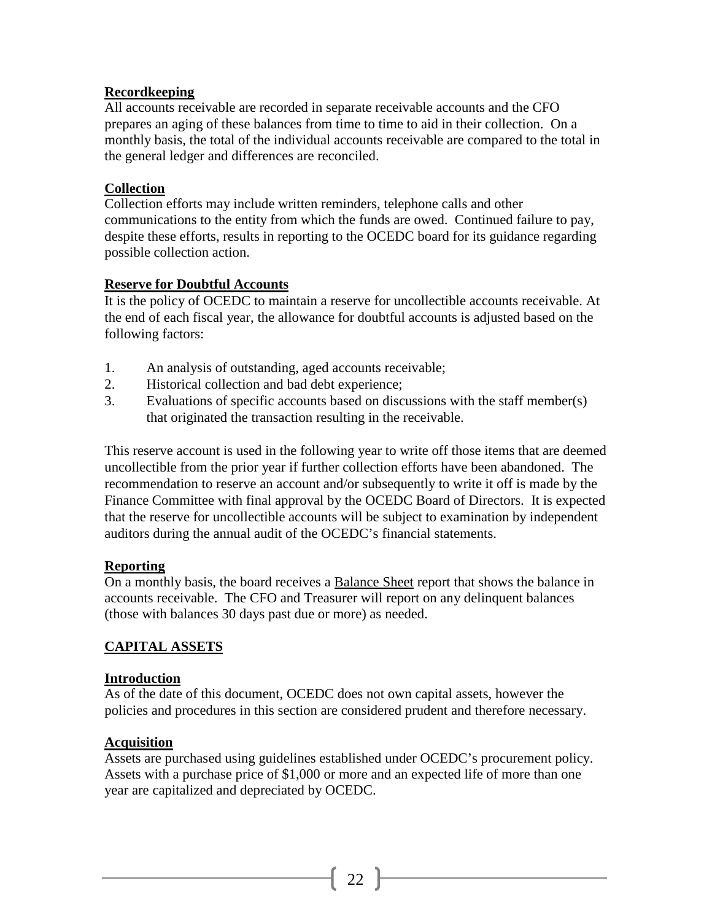**Recordkeeping**

All accounts receivable are recorded in separate receivable accounts and the CFO prepares an aging of these balances from time to time to aid in their collection. On a monthly basis, the total of the individual accounts receivable are compared to the total in the general ledger and differences are reconciled.

**Collection**

Collection efforts may include written reminders, telephone calls and other communications to the entity from which the funds are owed. Continued failure to pay, despite these efforts, results in reporting to the OCEDC board for its guidance regarding possible collection action.

**Reserve for Doubtful Accounts**

It is the policy of OCEDC to maintain a reserve for uncollectible accounts receivable. At the end of each fiscal year, the allowance for doubtful accounts is adjusted based on the following factors:

1. An analysis of outstanding, aged accounts receivable;
2. Historical collection and bad debt experience;
3. Evaluations of specific accounts based on discussions with the staff member(s) that originated the transaction resulting in the receivable.

This reserve account is used in the following year to write off those items that are deemed uncollectible from the prior year if further collection efforts have been abandoned. The recommendation to reserve an account and/or subsequently to write it off is made by the Finance Committee with final approval by the OCEDC Board of Directors. It is expected that the reserve for uncollectible accounts will be subject to examination by independent auditors during the annual audit of the OCEDC's financial statements.

**Reporting**

On a monthly basis, the board receives a Balance Sheet report that shows the balance in accounts receivable. The CFO and Treasurer will report on any delinquent balances (those with balances 30 days past due or more) as needed.

## CAPITAL ASSETS

**Introduction**

As of the date of this document, OCEDC does not own capital assets, however the policies and procedures in this section are considered prudent and therefore necessary.

**Acquisition**

Assets are purchased using guidelines established under OCEDC's procurement policy. Assets with a purchase price of $1,000 or more and an expected life of more than one year are capitalized and depreciated by OCEDC.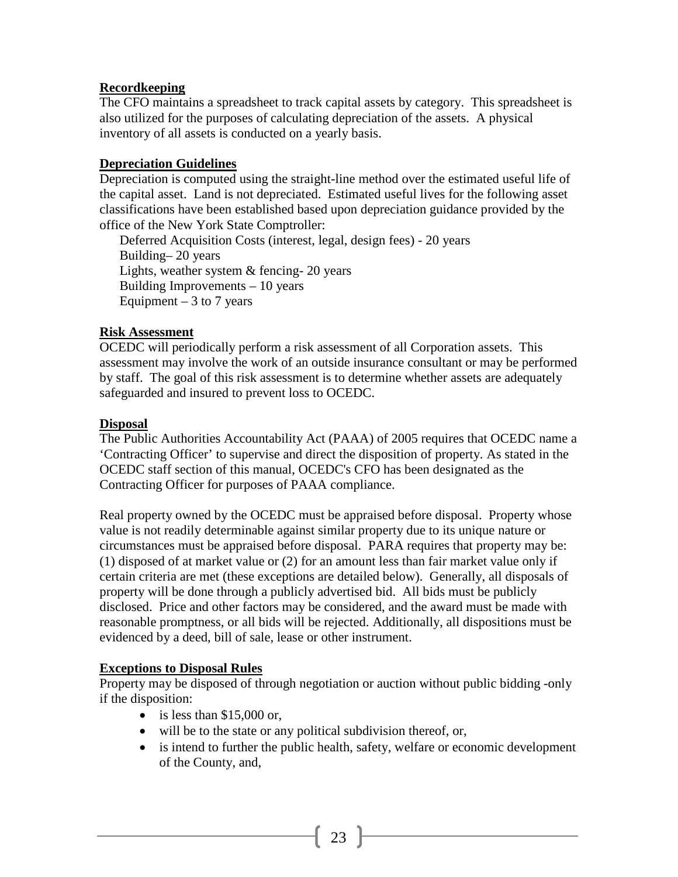**Recordkeeping**

The CFO maintains a spreadsheet to track capital assets by category. This spreadsheet is also utilized for the purposes of calculating depreciation of the assets. A physical inventory of all assets is conducted on a yearly basis.

**Depreciation Guidelines**

Depreciation is computed using the straight-line method over the estimated useful life of the capital asset. Land is not depreciated. Estimated useful lives for the following asset classifications have been established based upon depreciation guidance provided by the office of the New York State Comptroller:

Deferred Acquisition Costs (interest, legal, design fees) - 20 years
Building– 20 years
Lights, weather system & fencing- 20 years
Building Improvements – 10 years
Equipment – 3 to 7 years

**Risk Assessment**

OCEDC will periodically perform a risk assessment of all Corporation assets. This assessment may involve the work of an outside insurance consultant or may be performed by staff. The goal of this risk assessment is to determine whether assets are adequately safeguarded and insured to prevent loss to OCEDC.

**Disposal**

The Public Authorities Accountability Act (PAAA) of 2005 requires that OCEDC name a 'Contracting Officer' to supervise and direct the disposition of property. As stated in the OCEDC staff section of this manual, OCEDC's CFO has been designated as the Contracting Officer for purposes of PAAA compliance.

Real property owned by the OCEDC must be appraised before disposal. Property whose value is not readily determinable against similar property due to its unique nature or circumstances must be appraised before disposal. PARA requires that property may be: (1) disposed of at market value or (2) for an amount less than fair market value only if certain criteria are met (these exceptions are detailed below). Generally, all disposals of property will be done through a publicly advertised bid. All bids must be publicly disclosed. Price and other factors may be considered, and the award must be made with reasonable promptness, or all bids will be rejected. Additionally, all dispositions must be evidenced by a deed, bill of sale, lease or other instrument.

**Exceptions to Disposal Rules**

Property may be disposed of through negotiation or auction without public bidding -only if the disposition:

- is less than $15,000 or,
- will be to the state or any political subdivision thereof, or,
- is intend to further the public health, safety, welfare or economic development of the County, and,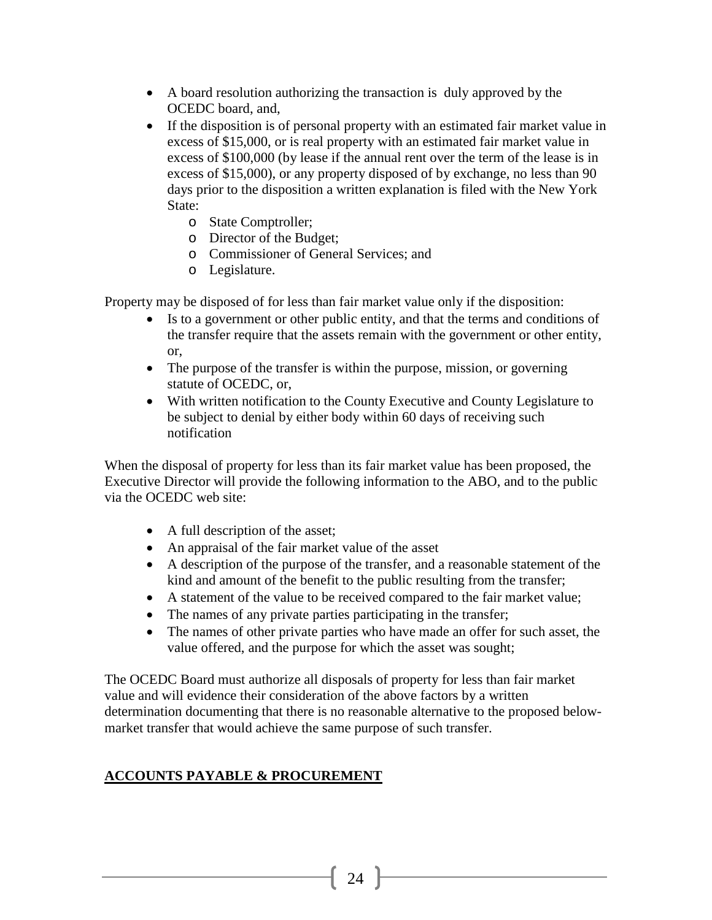- A board resolution authorizing the transaction is duly approved by the OCEDC board, and,
- If the disposition is of personal property with an estimated fair market value in excess of $15,000, or is real property with an estimated fair market value in excess of $100,000 (by lease if the annual rent over the term of the lease is in excess of $15,000), or any property disposed of by exchange, no less than 90 days prior to the disposition a written explanation is filed with the New York State:
    - State Comptroller;
    - Director of the Budget;
    - Commissioner of General Services; and
    - Legislature.

Property may be disposed of for less than fair market value only if the disposition:

- Is to a government or other public entity, and that the terms and conditions of the transfer require that the assets remain with the government or other entity, or,
- The purpose of the transfer is within the purpose, mission, or governing statute of OCEDC, or,
- With written notification to the County Executive and County Legislature to be subject to denial by either body within 60 days of receiving such notification

When the disposal of property for less than its fair market value has been proposed, the Executive Director will provide the following information to the ABO, and to the public via the OCEDC web site:

- A full description of the asset;
- An appraisal of the fair market value of the asset
- A description of the purpose of the transfer, and a reasonable statement of the kind and amount of the benefit to the public resulting from the transfer;
- A statement of the value to be received compared to the fair market value;
- The names of any private parties participating in the transfer;
- The names of other private parties who have made an offer for such asset, the value offered, and the purpose for which the asset was sought;

The OCEDC Board must authorize all disposals of property for less than fair market value and will evidence their consideration of the above factors by a written determination documenting that there is no reasonable alternative to the proposed below-market transfer that would achieve the same purpose of such transfer.

## ACCOUNTS PAYABLE & PROCUREMENT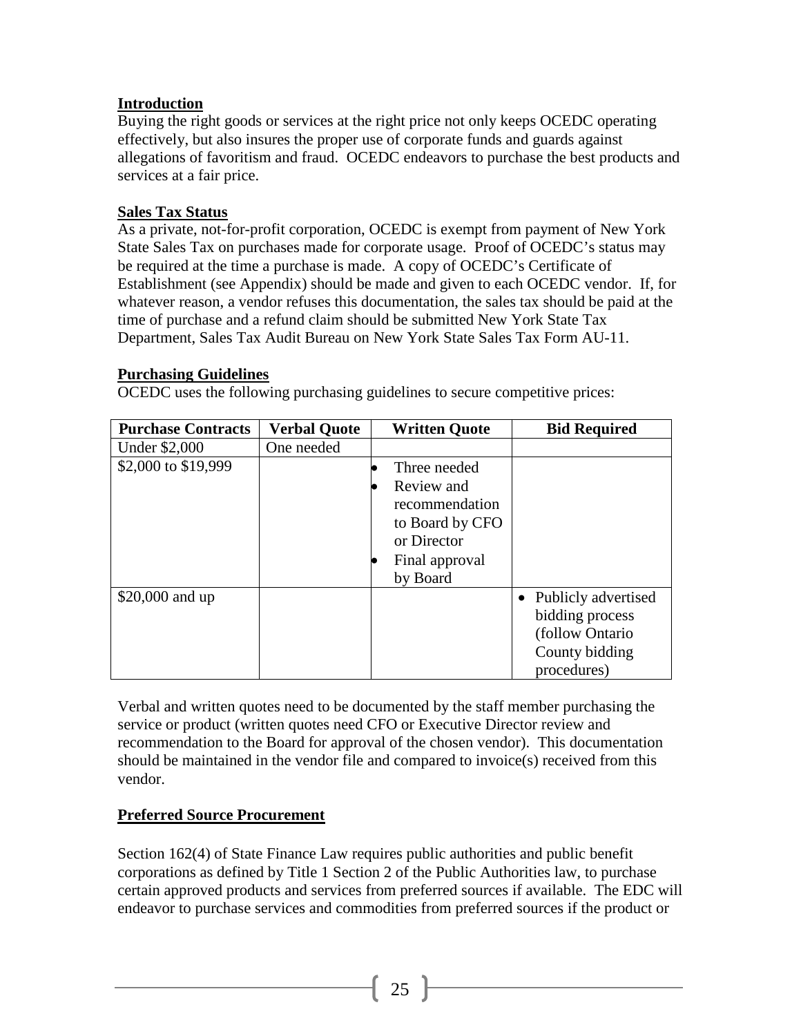## Introduction

Buying the right goods or services at the right price not only keeps OCEDC operating effectively, but also insures the proper use of corporate funds and guards against allegations of favoritism and fraud. OCEDC endeavors to purchase the best products and services at a fair price.

## Sales Tax Status

As a private, not-for-profit corporation, OCEDC is exempt from payment of New York State Sales Tax on purchases made for corporate usage. Proof of OCEDC's status may be required at the time a purchase is made. A copy of OCEDC's Certificate of Establishment (see Appendix) should be made and given to each OCEDC vendor. If, for whatever reason, a vendor refuses this documentation, the sales tax should be paid at the time of purchase and a refund claim should be submitted New York State Tax Department, Sales Tax Audit Bureau on New York State Sales Tax Form AU-11.

## Purchasing Guidelines

OCEDC uses the following purchasing guidelines to secure competitive prices:

| Purchase Contracts | Verbal Quote | Written Quote | Bid Required |
|---|---|---|---|
| Under $2,000 | One needed | | |
| $2,000 to $19,999 | | • Three needed<br>• Review and recommendation to Board by CFO or Director<br>• Final approval by Board | |
| $20,000 and up | | | • Publicly advertised bidding process (follow Ontario County bidding procedures) |

Verbal and written quotes need to be documented by the staff member purchasing the service or product (written quotes need CFO or Executive Director review and recommendation to the Board for approval of the chosen vendor). This documentation should be maintained in the vendor file and compared to invoice(s) received from this vendor.

## Preferred Source Procurement

Section 162(4) of State Finance Law requires public authorities and public benefit corporations as defined by Title 1 Section 2 of the Public Authorities law, to purchase certain approved products and services from preferred sources if available. The EDC will endeavor to purchase services and commodities from preferred sources if the product or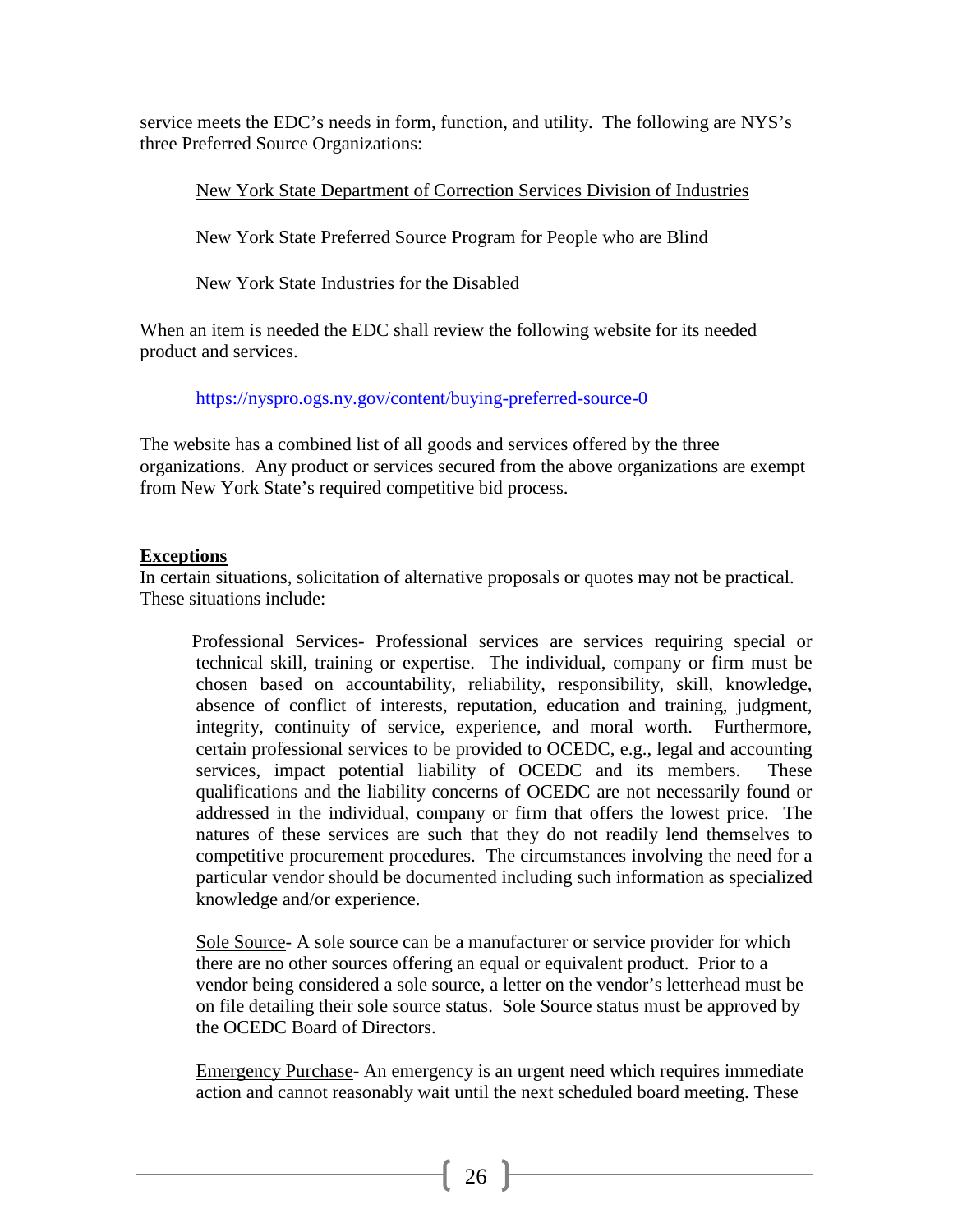service meets the EDC's needs in form, function, and utility. The following are NYS's three Preferred Source Organizations:

New York State Department of Correction Services Division of Industries

New York State Preferred Source Program for People who are Blind

New York State Industries for the Disabled

When an item is needed the EDC shall review the following website for its needed product and services.

https://nyspro.ogs.ny.gov/content/buying-preferred-source-0

The website has a combined list of all goods and services offered by the three organizations. Any product or services secured from the above organizations are exempt from New York State's required competitive bid process.

**Exceptions**

In certain situations, solicitation of alternative proposals or quotes may not be practical. These situations include:

Professional Services- Professional services are services requiring special or technical skill, training or expertise. The individual, company or firm must be chosen based on accountability, reliability, responsibility, skill, knowledge, absence of conflict of interests, reputation, education and training, judgment, integrity, continuity of service, experience, and moral worth. Furthermore, certain professional services to be provided to OCEDC, e.g., legal and accounting services, impact potential liability of OCEDC and its members. These qualifications and the liability concerns of OCEDC are not necessarily found or addressed in the individual, company or firm that offers the lowest price. The natures of these services are such that they do not readily lend themselves to competitive procurement procedures. The circumstances involving the need for a particular vendor should be documented including such information as specialized knowledge and/or experience.

Sole Source- A sole source can be a manufacturer or service provider for which there are no other sources offering an equal or equivalent product. Prior to a vendor being considered a sole source, a letter on the vendor's letterhead must be on file detailing their sole source status. Sole Source status must be approved by the OCEDC Board of Directors.

Emergency Purchase- An emergency is an urgent need which requires immediate action and cannot reasonably wait until the next scheduled board meeting. These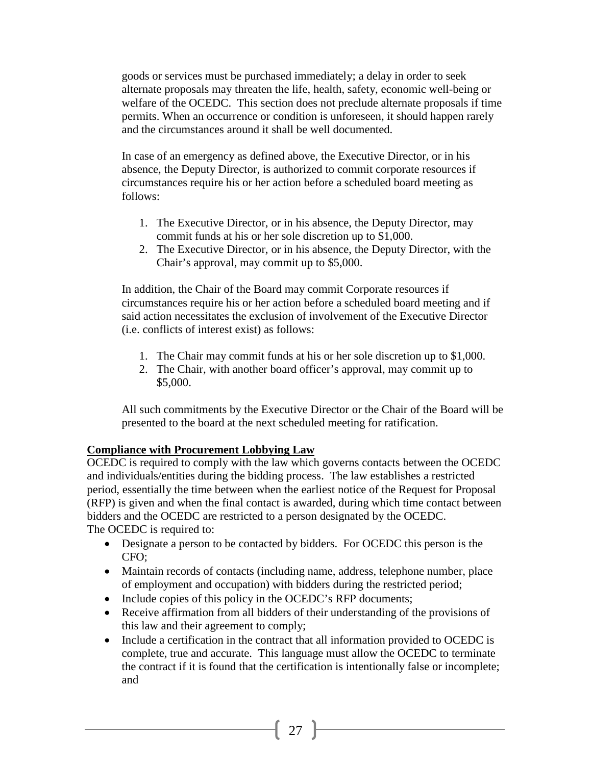goods or services must be purchased immediately; a delay in order to seek alternate proposals may threaten the life, health, safety, economic well-being or welfare of the OCEDC. This section does not preclude alternate proposals if time permits. When an occurrence or condition is unforeseen, it should happen rarely and the circumstances around it shall be well documented.

In case of an emergency as defined above, the Executive Director, or in his absence, the Deputy Director, is authorized to commit corporate resources if circumstances require his or her action before a scheduled board meeting as follows:

1. The Executive Director, or in his absence, the Deputy Director, may commit funds at his or her sole discretion up to $1,000.
2. The Executive Director, or in his absence, the Deputy Director, with the Chair's approval, may commit up to $5,000.

In addition, the Chair of the Board may commit Corporate resources if circumstances require his or her action before a scheduled board meeting and if said action necessitates the exclusion of involvement of the Executive Director (i.e. conflicts of interest exist) as follows:

1. The Chair may commit funds at his or her sole discretion up to $1,000.
2. The Chair, with another board officer's approval, may commit up to $5,000.

All such commitments by the Executive Director or the Chair of the Board will be presented to the board at the next scheduled meeting for ratification.

**Compliance with Procurement Lobbying Law**

OCEDC is required to comply with the law which governs contacts between the OCEDC and individuals/entities during the bidding process. The law establishes a restricted period, essentially the time between when the earliest notice of the Request for Proposal (RFP) is given and when the final contact is awarded, during which time contact between bidders and the OCEDC are restricted to a person designated by the OCEDC.
The OCEDC is required to:

- Designate a person to be contacted by bidders. For OCEDC this person is the CFO;
- Maintain records of contacts (including name, address, telephone number, place of employment and occupation) with bidders during the restricted period;
- Include copies of this policy in the OCEDC's RFP documents;
- Receive affirmation from all bidders of their understanding of the provisions of this law and their agreement to comply;
- Include a certification in the contract that all information provided to OCEDC is complete, true and accurate. This language must allow the OCEDC to terminate the contract if it is found that the certification is intentionally false or incomplete; and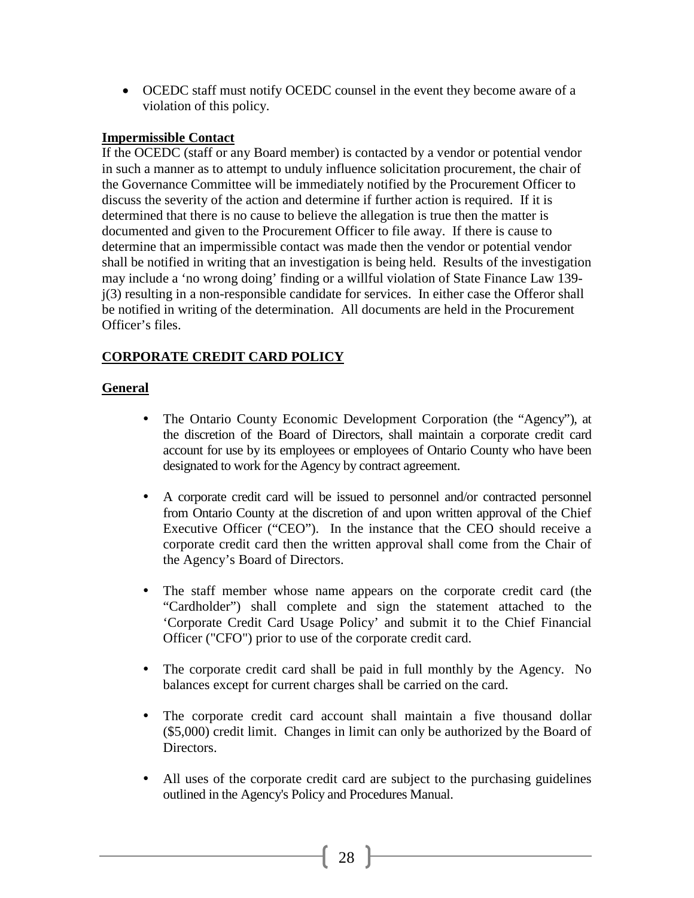- OCEDC staff must notify OCEDC counsel in the event they become aware of a violation of this policy.

**Impermissible Contact**

If the OCEDC (staff or any Board member) is contacted by a vendor or potential vendor in such a manner as to attempt to unduly influence solicitation procurement, the chair of the Governance Committee will be immediately notified by the Procurement Officer to discuss the severity of the action and determine if further action is required. If it is determined that there is no cause to believe the allegation is true then the matter is documented and given to the Procurement Officer to file away. If there is cause to determine that an impermissible contact was made then the vendor or potential vendor shall be notified in writing that an investigation is being held. Results of the investigation may include a 'no wrong doing' finding or a willful violation of State Finance Law 139-j(3) resulting in a non-responsible candidate for services. In either case the Offeror shall be notified in writing of the determination. All documents are held in the Procurement Officer's files.

## CORPORATE CREDIT CARD POLICY

### General

- The Ontario County Economic Development Corporation (the "Agency"), at the discretion of the Board of Directors, shall maintain a corporate credit card account for use by its employees or employees of Ontario County who have been designated to work for the Agency by contract agreement.

- A corporate credit card will be issued to personnel and/or contracted personnel from Ontario County at the discretion of and upon written approval of the Chief Executive Officer ("CEO"). In the instance that the CEO should receive a corporate credit card then the written approval shall come from the Chair of the Agency's Board of Directors.

- The staff member whose name appears on the corporate credit card (the "Cardholder") shall complete and sign the statement attached to the 'Corporate Credit Card Usage Policy' and submit it to the Chief Financial Officer ("CFO") prior to use of the corporate credit card.

- The corporate credit card shall be paid in full monthly by the Agency. No balances except for current charges shall be carried on the card.

- The corporate credit card account shall maintain a five thousand dollar ($5,000) credit limit. Changes in limit can only be authorized by the Board of Directors.

- All uses of the corporate credit card are subject to the purchasing guidelines outlined in the Agency's Policy and Procedures Manual.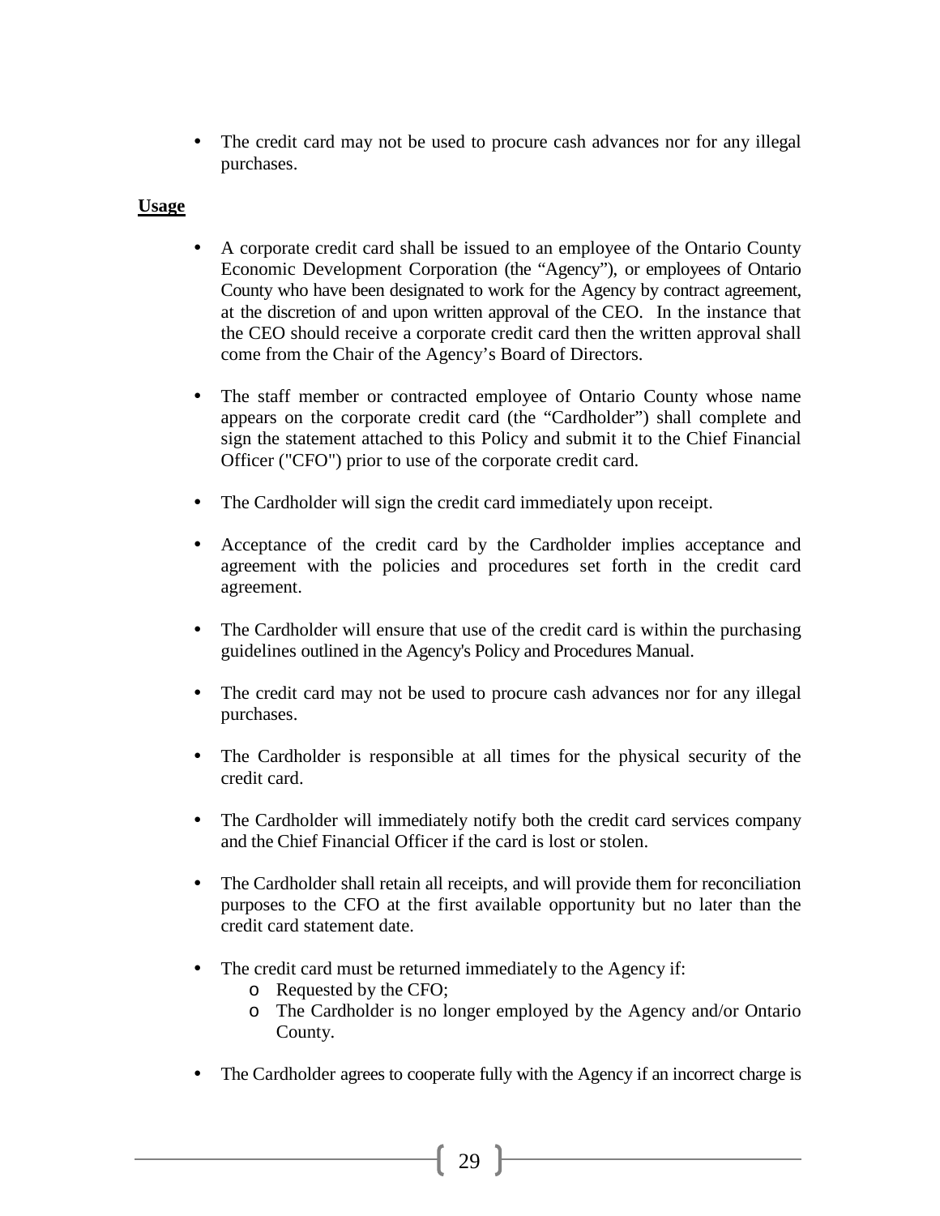- The credit card may not be used to procure cash advances nor for any illegal purchases.

**Usage**

- A corporate credit card shall be issued to an employee of the Ontario County Economic Development Corporation (the "Agency"), or employees of Ontario County who have been designated to work for the Agency by contract agreement, at the discretion of and upon written approval of the CEO. In the instance that the CEO should receive a corporate credit card then the written approval shall come from the Chair of the Agency's Board of Directors.

- The staff member or contracted employee of Ontario County whose name appears on the corporate credit card (the "Cardholder") shall complete and sign the statement attached to this Policy and submit it to the Chief Financial Officer ("CFO") prior to use of the corporate credit card.

- The Cardholder will sign the credit card immediately upon receipt.

- Acceptance of the credit card by the Cardholder implies acceptance and agreement with the policies and procedures set forth in the credit card agreement.

- The Cardholder will ensure that use of the credit card is within the purchasing guidelines outlined in the Agency's Policy and Procedures Manual.

- The credit card may not be used to procure cash advances nor for any illegal purchases.

- The Cardholder is responsible at all times for the physical security of the credit card.

- The Cardholder will immediately notify both the credit card services company and the Chief Financial Officer if the card is lost or stolen.

- The Cardholder shall retain all receipts, and will provide them for reconciliation purposes to the CFO at the first available opportunity but no later than the credit card statement date.

- The credit card must be returned immediately to the Agency if:
  - Requested by the CFO;
  - The Cardholder is no longer employed by the Agency and/or Ontario County.

- The Cardholder agrees to cooperate fully with the Agency if an incorrect charge is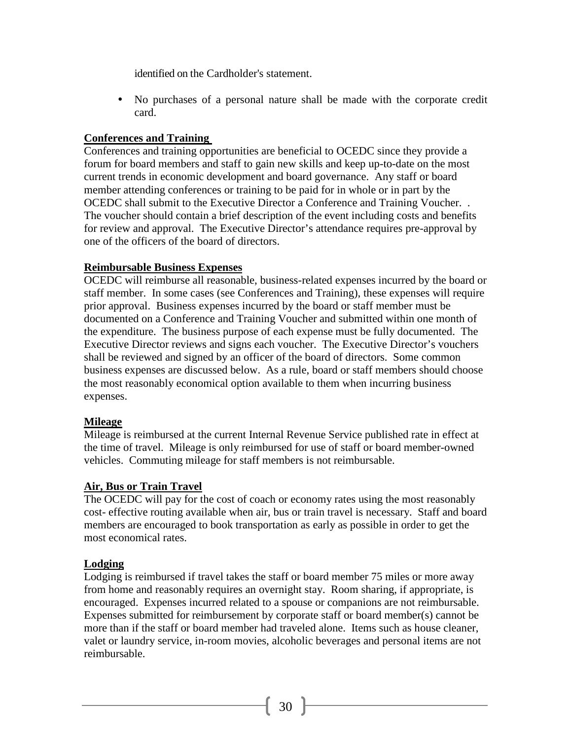identified on the Cardholder's statement.

- No purchases of a personal nature shall be made with the corporate credit card.

**Conferences and Training**

Conferences and training opportunities are beneficial to OCEDC since they provide a forum for board members and staff to gain new skills and keep up-to-date on the most current trends in economic development and board governance. Any staff or board member attending conferences or training to be paid for in whole or in part by the OCEDC shall submit to the Executive Director a Conference and Training Voucher. . The voucher should contain a brief description of the event including costs and benefits for review and approval. The Executive Director's attendance requires pre-approval by one of the officers of the board of directors.

**Reimbursable Business Expenses**

OCEDC will reimburse all reasonable, business-related expenses incurred by the board or staff member. In some cases (see Conferences and Training), these expenses will require prior approval. Business expenses incurred by the board or staff member must be documented on a Conference and Training Voucher and submitted within one month of the expenditure. The business purpose of each expense must be fully documented. The Executive Director reviews and signs each voucher. The Executive Director's vouchers shall be reviewed and signed by an officer of the board of directors. Some common business expenses are discussed below. As a rule, board or staff members should choose the most reasonably economical option available to them when incurring business expenses.

**Mileage**

Mileage is reimbursed at the current Internal Revenue Service published rate in effect at the time of travel. Mileage is only reimbursed for use of staff or board member-owned vehicles. Commuting mileage for staff members is not reimbursable.

**Air, Bus or Train Travel**

The OCEDC will pay for the cost of coach or economy rates using the most reasonably cost- effective routing available when air, bus or train travel is necessary. Staff and board members are encouraged to book transportation as early as possible in order to get the most economical rates.

**Lodging**

Lodging is reimbursed if travel takes the staff or board member 75 miles or more away from home and reasonably requires an overnight stay. Room sharing, if appropriate, is encouraged. Expenses incurred related to a spouse or companions are not reimbursable. Expenses submitted for reimbursement by corporate staff or board member(s) cannot be more than if the staff or board member had traveled alone. Items such as house cleaner, valet or laundry service, in-room movies, alcoholic beverages and personal items are not reimbursable.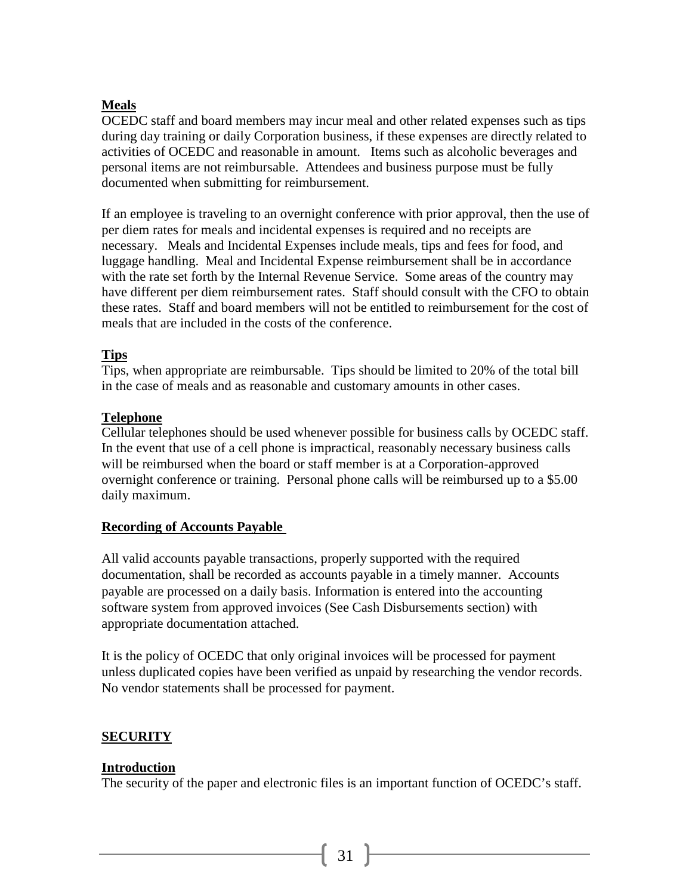**Meals**

OCEDC staff and board members may incur meal and other related expenses such as tips during day training or daily Corporation business, if these expenses are directly related to activities of OCEDC and reasonable in amount. Items such as alcoholic beverages and personal items are not reimbursable. Attendees and business purpose must be fully documented when submitting for reimbursement.

If an employee is traveling to an overnight conference with prior approval, then the use of per diem rates for meals and incidental expenses is required and no receipts are necessary. Meals and Incidental Expenses include meals, tips and fees for food, and luggage handling. Meal and Incidental Expense reimbursement shall be in accordance with the rate set forth by the Internal Revenue Service. Some areas of the country may have different per diem reimbursement rates. Staff should consult with the CFO to obtain these rates. Staff and board members will not be entitled to reimbursement for the cost of meals that are included in the costs of the conference.

**Tips**

Tips, when appropriate are reimbursable. Tips should be limited to 20% of the total bill in the case of meals and as reasonable and customary amounts in other cases.

**Telephone**

Cellular telephones should be used whenever possible for business calls by OCEDC staff. In the event that use of a cell phone is impractical, reasonably necessary business calls will be reimbursed when the board or staff member is at a Corporation-approved overnight conference or training. Personal phone calls will be reimbursed up to a $5.00 daily maximum.

**Recording of Accounts Payable**

All valid accounts payable transactions, properly supported with the required documentation, shall be recorded as accounts payable in a timely manner. Accounts payable are processed on a daily basis. Information is entered into the accounting software system from approved invoices (See Cash Disbursements section) with appropriate documentation attached.

It is the policy of OCEDC that only original invoices will be processed for payment unless duplicated copies have been verified as unpaid by researching the vendor records. No vendor statements shall be processed for payment.

## SECURITY

**Introduction**

The security of the paper and electronic files is an important function of OCEDC's staff.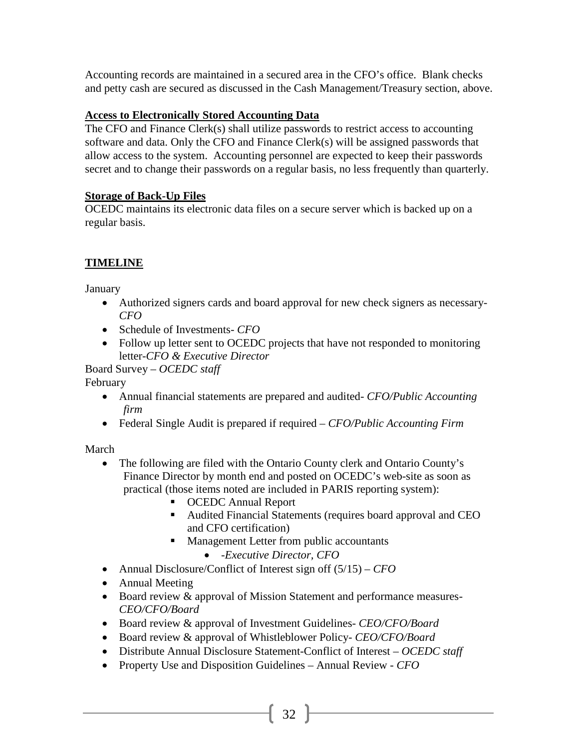Accounting records are maintained in a secured area in the CFO's office. Blank checks and petty cash are secured as discussed in the Cash Management/Treasury section, above.

**Access to Electronically Stored Accounting Data**

The CFO and Finance Clerk(s) shall utilize passwords to restrict access to accounting software and data. Only the CFO and Finance Clerk(s) will be assigned passwords that allow access to the system. Accounting personnel are expected to keep their passwords secret and to change their passwords on a regular basis, no less frequently than quarterly.

**Storage of Back-Up Files**

OCEDC maintains its electronic data files on a secure server which is backed up on a regular basis.

## TIMELINE

January

- Authorized signers cards and board approval for new check signers as necessary- *CFO*
- Schedule of Investments- *CFO*
- Follow up letter sent to OCEDC projects that have not responded to monitoring letter-*CFO & Executive Director*

Board Survey – *OCEDC staff*

February

- Annual financial statements are prepared and audited- *CFO/Public Accounting firm*
- Federal Single Audit is prepared if required – *CFO/Public Accounting Firm*

March

- The following are filed with the Ontario County clerk and Ontario County's Finance Director by month end and posted on OCEDC's web-site as soon as practical (those items noted are included in PARIS reporting system):
  - OCEDC Annual Report
  - Audited Financial Statements (requires board approval and CEO and CFO certification)
  - Management Letter from public accountants
    - -*Executive Director, CFO*
- Annual Disclosure/Conflict of Interest sign off (5/15) – *CFO*
- Annual Meeting
- Board review & approval of Mission Statement and performance measures- *CEO/CFO/Board*
- Board review & approval of Investment Guidelines- *CEO/CFO/Board*
- Board review & approval of Whistleblower Policy- *CEO/CFO/Board*
- Distribute Annual Disclosure Statement-Conflict of Interest – *OCEDC staff*
- Property Use and Disposition Guidelines – Annual Review - *CFO*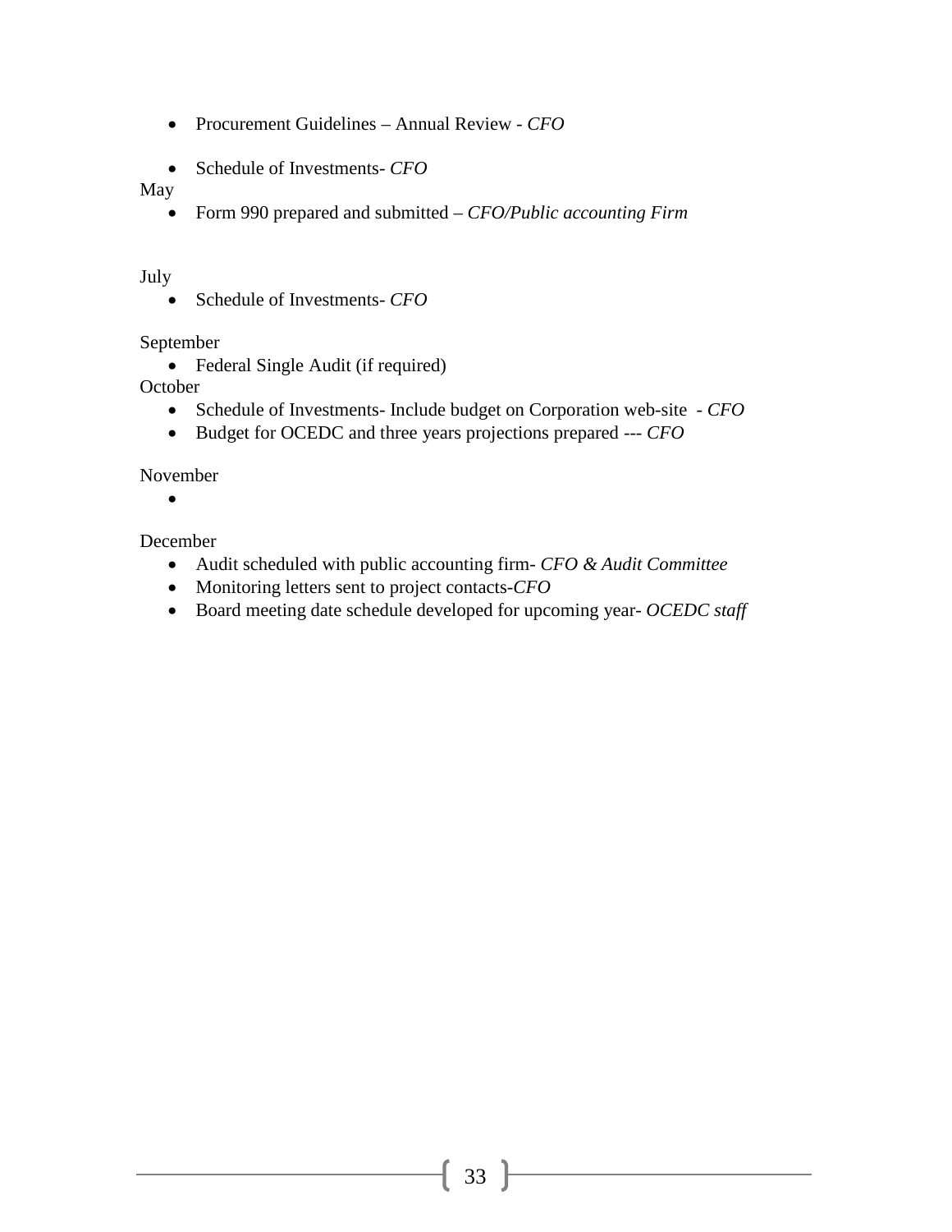- Procurement Guidelines – Annual Review - *CFO*

- Schedule of Investments- *CFO*

May

- Form 990 prepared and submitted – *CFO/Public accounting Firm*

July

- Schedule of Investments- *CFO*

September

- Federal Single Audit (if required)

October

- Schedule of Investments- Include budget on Corporation web-site - *CFO*
- Budget for OCEDC and three years projections prepared --- *CFO*

November

- 

December

- Audit scheduled with public accounting firm- *CFO & Audit Committee*
- Monitoring letters sent to project contacts-*CFO*
- Board meeting date schedule developed for upcoming year- *OCEDC staff*